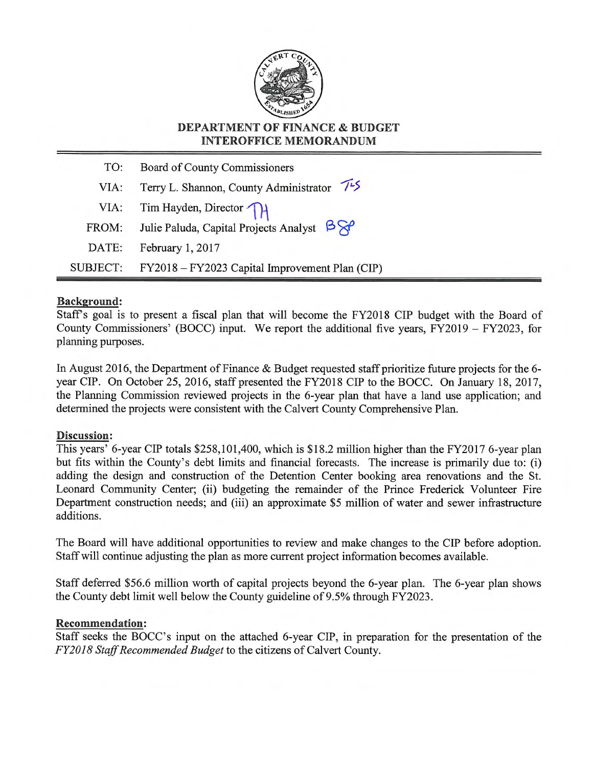**DEPARTMENT OF FINANCE & BUDGET**
**INTEROFFICE MEMORANDUM**

| | |
|---|---|
| TO: | Board of County Commissioners |
| VIA: | Terry L. Shannon, County Administrator TLS |
| VIA: | Tim Hayden, Director TH |
| FROM: | Julie Paluda, Capital Projects Analyst BSP |
| DATE: | February 1, 2017 |
| SUBJECT: | FY2018 – FY2023 Capital Improvement Plan (CIP) |

**Background:**
Staff's goal is to present a fiscal plan that will become the FY2018 CIP budget with the Board of County Commissioners' (BOCC) input. We report the additional five years, FY2019 – FY2023, for planning purposes.

In August 2016, the Department of Finance & Budget requested staff prioritize future projects for the 6-year CIP. On October 25, 2016, staff presented the FY2018 CIP to the BOCC. On January 18, 2017, the Planning Commission reviewed projects in the 6-year plan that have a land use application; and determined the projects were consistent with the Calvert County Comprehensive Plan.

**Discussion:**
This years' 6-year CIP totals $258,101,400, which is $18.2 million higher than the FY2017 6-year plan but fits within the County's debt limits and financial forecasts. The increase is primarily due to: (i) adding the design and construction of the Detention Center booking area renovations and the St. Leonard Community Center; (ii) budgeting the remainder of the Prince Frederick Volunteer Fire Department construction needs; and (iii) an approximate $5 million of water and sewer infrastructure additions.

The Board will have additional opportunities to review and make changes to the CIP before adoption. Staff will continue adjusting the plan as more current project information becomes available.

Staff deferred $56.6 million worth of capital projects beyond the 6-year plan. The 6-year plan shows the County debt limit well below the County guideline of 9.5% through FY2023.

**Recommendation:**
Staff seeks the BOCC's input on the attached 6-year CIP, in preparation for the presentation of the *FY2018 Staff Recommended Budget* to the citizens of Calvert County.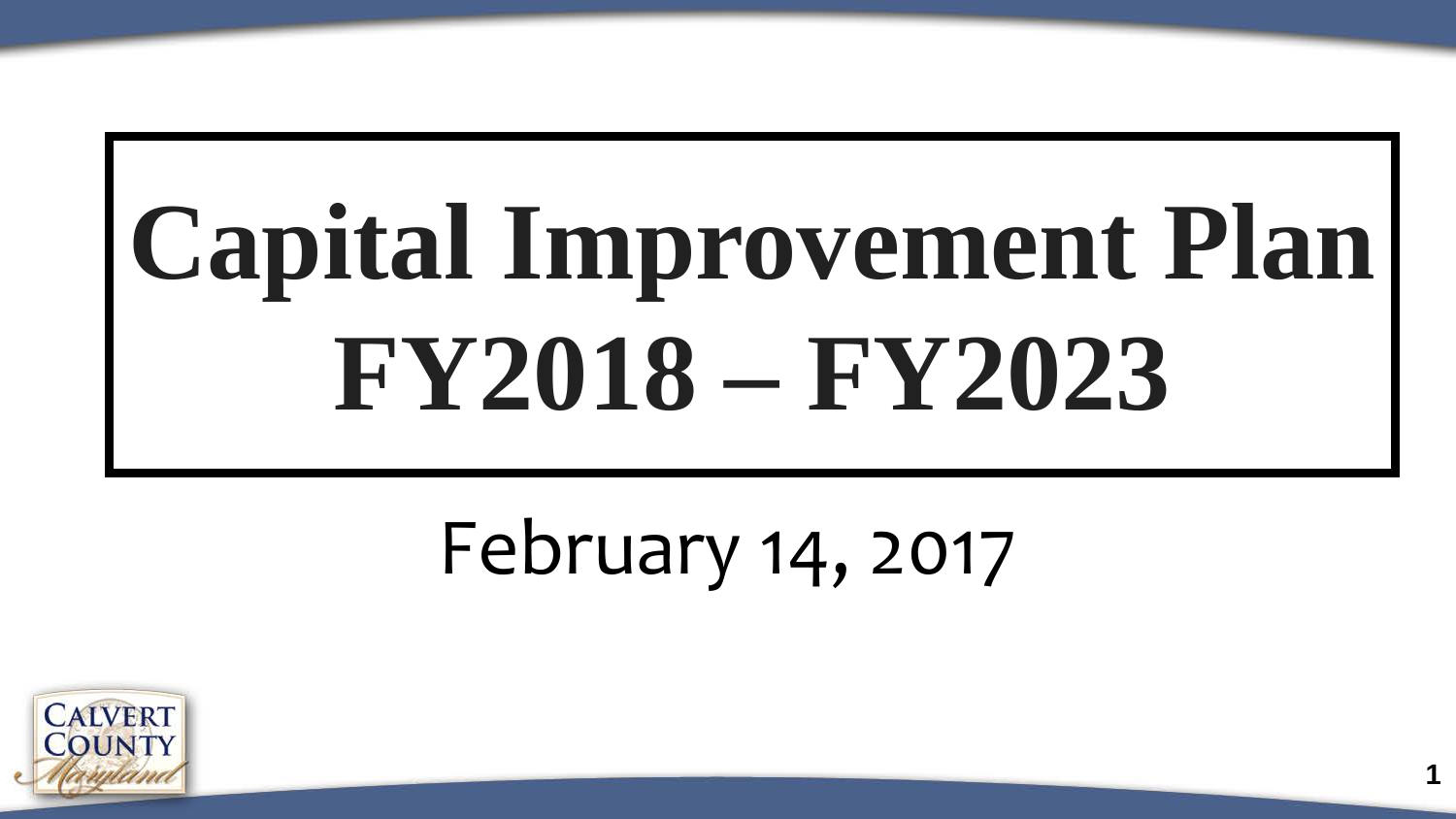# Capital Improvement Plan FY2018 – FY2023

February 14, 2017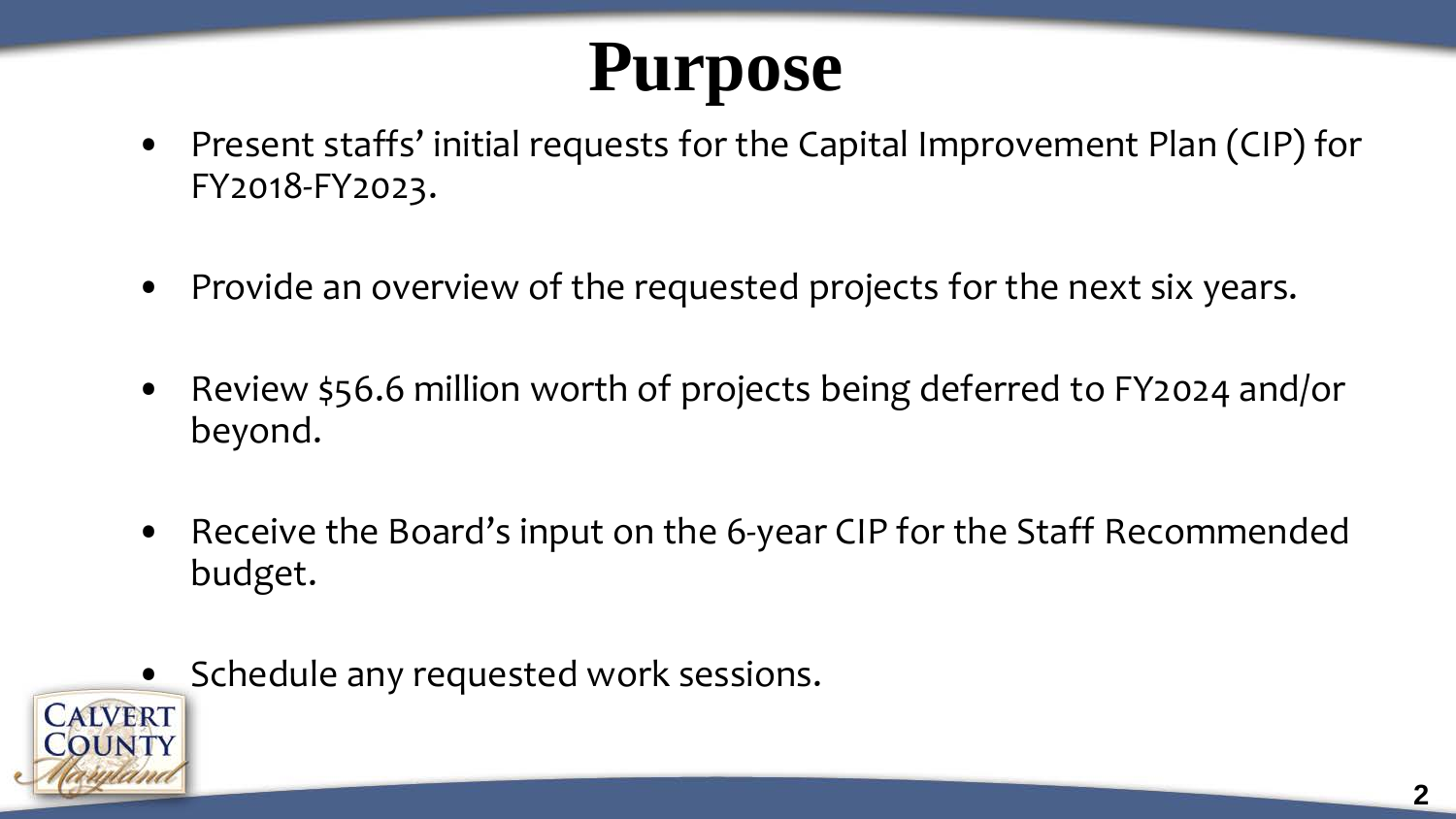# Purpose

- Present staffs' initial requests for the Capital Improvement Plan (CIP) for FY2018-FY2023.
- Provide an overview of the requested projects for the next six years.
- Review $56.6 million worth of projects being deferred to FY2024 and/or beyond.
- Receive the Board's input on the 6-year CIP for the Staff Recommended budget.
- Schedule any requested work sessions.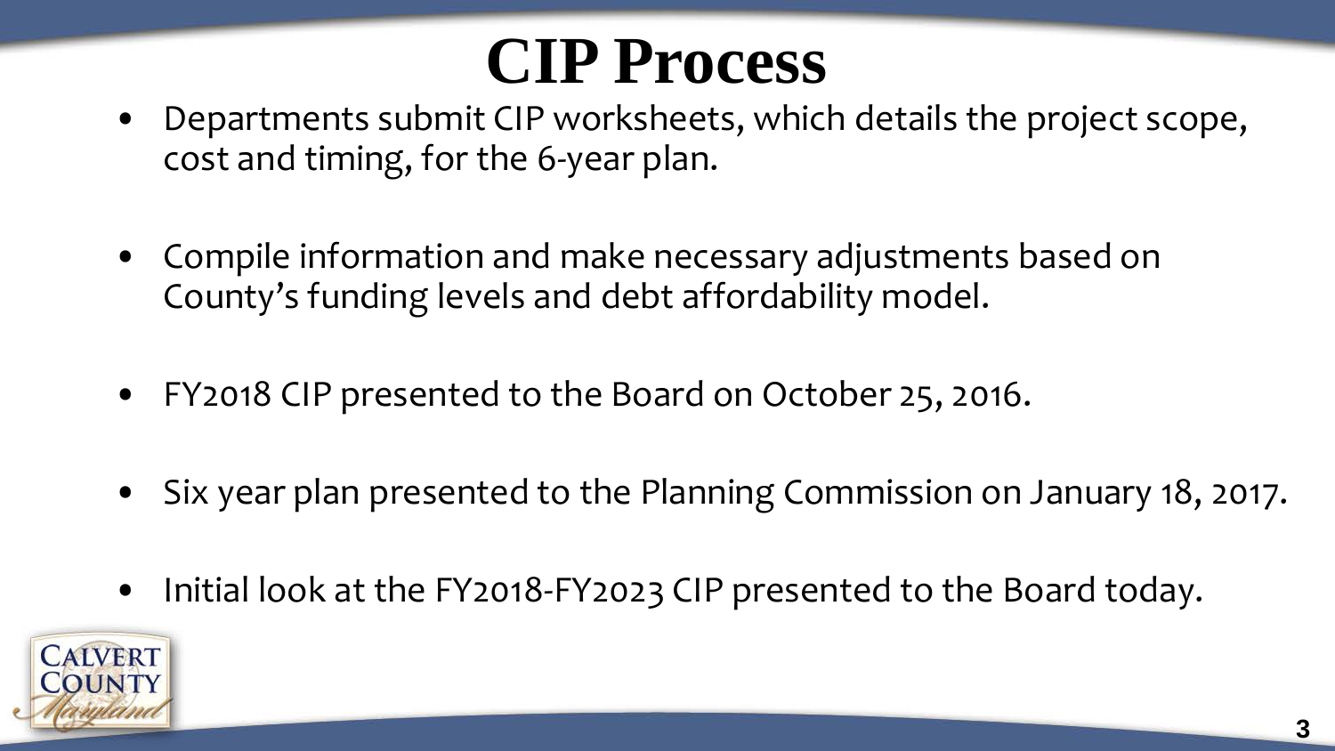# CIP Process

- Departments submit CIP worksheets, which details the project scope, cost and timing, for the 6-year plan.
- Compile information and make necessary adjustments based on County's funding levels and debt affordability model.
- FY2018 CIP presented to the Board on October 25, 2016.
- Six year plan presented to the Planning Commission on January 18, 2017.
- Initial look at the FY2018-FY2023 CIP presented to the Board today.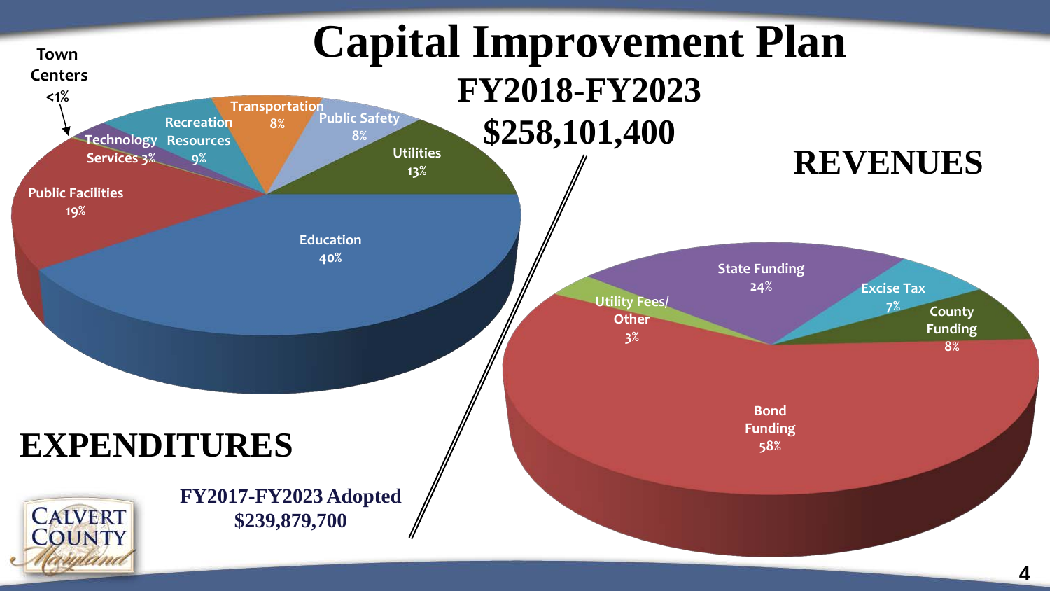# Capital Improvement Plan

## FY2018-FY2023

## $258,101,400

## EXPENDITURES

| Category | Percentage |
|---|---|
| Education | 40% |
| Public Facilities | 19% |
| Utilities | 13% |
| Recreation Resources | 9% |
| Transportation | 8% |
| Public Safety | 8% |
| Technology Services | 3% |
| Town Centers | <1% |

## REVENUES

| Source | Percentage |
|---|---|
| Bond Funding | 58% |
| State Funding | 24% |
| County Funding | 8% |
| Excise Tax | 7% |
| Utility Fees/ Other | 3% |

**FY2017-FY2023 Adopted**
**$239,879,700**

CALVERT COUNTY Maryland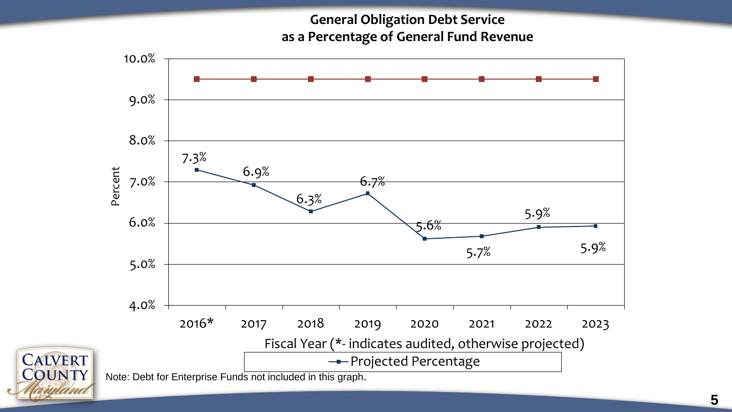## General Obligation Debt Service as a Percentage of General Fund Revenue

| Fiscal Year | Projected Percentage |
|---|---|
| 2016* | 7.3% |
| 2017 | 6.9% |
| 2018 | 6.3% |
| 2019 | 6.7% |
| 2020 | 5.6% |
| 2021 | 5.7% |
| 2022 | 5.9% |
| 2023 | 5.9% |

Fiscal Year (*- indicates audited, otherwise projected)

Note: Debt for Enterprise Funds not included in this graph.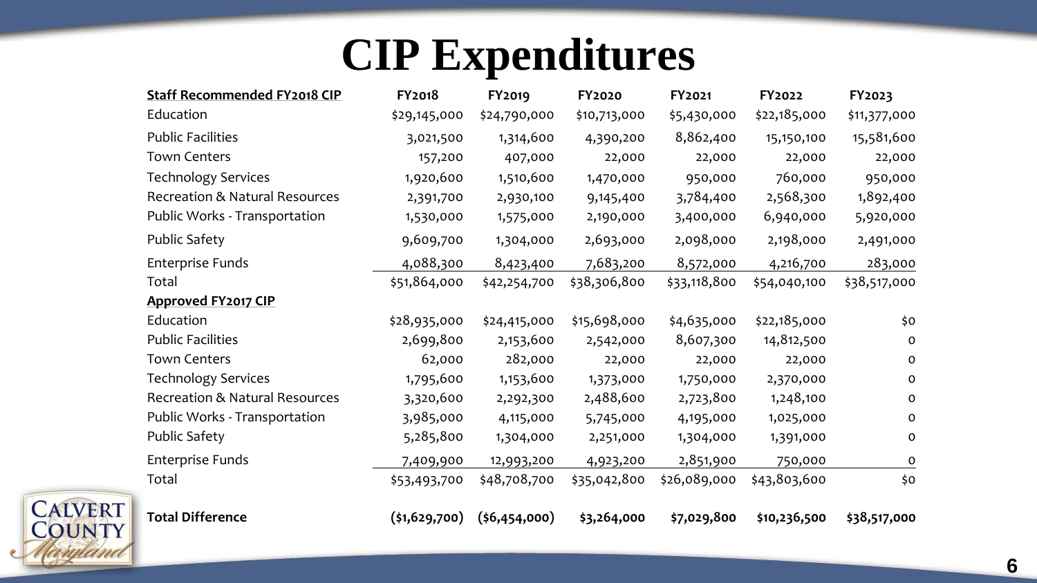# CIP Expenditures

| Staff Recommended FY2018 CIP | FY2018 | FY2019 | FY2020 | FY2021 | FY2022 | FY2023 |
|---|---|---|---|---|---|---|
| Education | $29,145,000 | $24,790,000 | $10,713,000 | $5,430,000 | $22,185,000 | $11,377,000 |
| Public Facilities | 3,021,500 | 1,314,600 | 4,390,200 | 8,862,400 | 15,150,100 | 15,581,600 |
| Town Centers | 157,200 | 407,000 | 22,000 | 22,000 | 22,000 | 22,000 |
| Technology Services | 1,920,600 | 1,510,600 | 1,470,000 | 950,000 | 760,000 | 950,000 |
| Recreation & Natural Resources | 2,391,700 | 2,930,100 | 9,145,400 | 3,784,400 | 2,568,300 | 1,892,400 |
| Public Works - Transportation | 1,530,000 | 1,575,000 | 2,190,000 | 3,400,000 | 6,940,000 | 5,920,000 |
| Public Safety | 9,609,700 | 1,304,000 | 2,693,000 | 2,098,000 | 2,198,000 | 2,491,000 |
| Enterprise Funds | 4,088,300 | 8,423,400 | 7,683,200 | 8,572,000 | 4,216,700 | 283,000 |
| Total | $51,864,000 | $42,254,700 | $38,306,800 | $33,118,800 | $54,040,100 | $38,517,000 |
| **Approved FY2017 CIP** | | | | | | |
| Education | $28,935,000 | $24,415,000 | $15,698,000 | $4,635,000 | $22,185,000 | $0 |
| Public Facilities | 2,699,800 | 2,153,600 | 2,542,000 | 8,607,300 | 14,812,500 | 0 |
| Town Centers | 62,000 | 282,000 | 22,000 | 22,000 | 22,000 | 0 |
| Technology Services | 1,795,600 | 1,153,600 | 1,373,000 | 1,750,000 | 2,370,000 | 0 |
| Recreation & Natural Resources | 3,320,600 | 2,292,300 | 2,488,600 | 2,723,800 | 1,248,100 | 0 |
| Public Works - Transportation | 3,985,000 | 4,115,000 | 5,745,000 | 4,195,000 | 1,025,000 | 0 |
| Public Safety | 5,285,800 | 1,304,000 | 2,251,000 | 1,304,000 | 1,391,000 | 0 |
| Enterprise Funds | 7,409,900 | 12,993,200 | 4,923,200 | 2,851,900 | 750,000 | 0 |
| Total | $53,493,700 | $48,708,700 | $35,042,800 | $26,089,000 | $43,803,600 | $0 |
| **Total Difference** | **($1,629,700)** | **($6,454,000)** | **$3,264,000** | **$7,029,800** | **$10,236,500** | **$38,517,000** |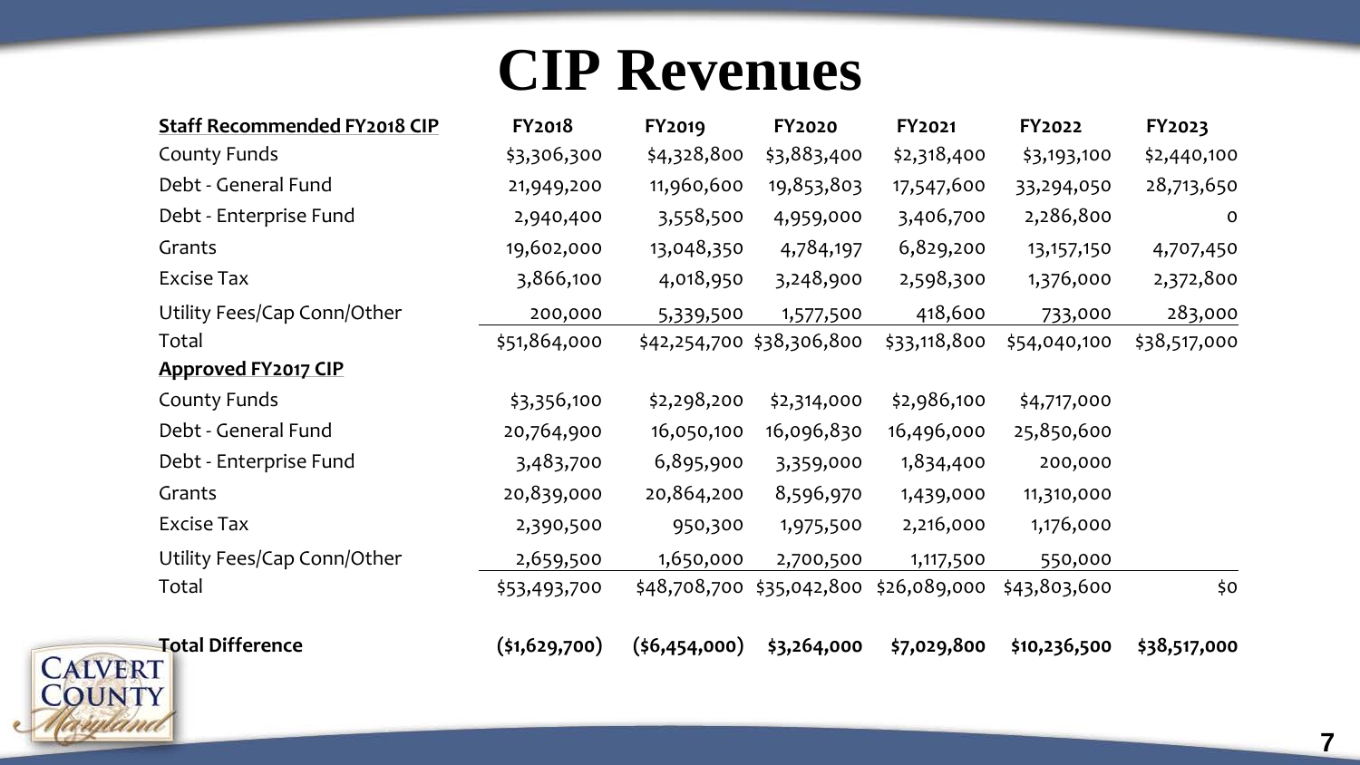# CIP Revenues

| Staff Recommended FY2018 CIP | FY2018 | FY2019 | FY2020 | FY2021 | FY2022 | FY2023 |
|---|---|---|---|---|---|---|
| County Funds | $3,306,300 | $4,328,800 | $3,883,400 | $2,318,400 | $3,193,100 | $2,440,100 |
| Debt - General Fund | 21,949,200 | 11,960,600 | 19,853,803 | 17,547,600 | 33,294,050 | 28,713,650 |
| Debt - Enterprise Fund | 2,940,400 | 3,558,500 | 4,959,000 | 3,406,700 | 2,286,800 | 0 |
| Grants | 19,602,000 | 13,048,350 | 4,784,197 | 6,829,200 | 13,157,150 | 4,707,450 |
| Excise Tax | 3,866,100 | 4,018,950 | 3,248,900 | 2,598,300 | 1,376,000 | 2,372,800 |
| Utility Fees/Cap Conn/Other | 200,000 | 5,339,500 | 1,577,500 | 418,600 | 733,000 | 283,000 |
| Total | $51,864,000 | $42,254,700 | $38,306,800 | $33,118,800 | $54,040,100 | $38,517,000 |
| **Approved FY2017 CIP** | | | | | | |
| County Funds | $3,356,100 | $2,298,200 | $2,314,000 | $2,986,100 | $4,717,000 | |
| Debt - General Fund | 20,764,900 | 16,050,100 | 16,096,830 | 16,496,000 | 25,850,600 | |
| Debt - Enterprise Fund | 3,483,700 | 6,895,900 | 3,359,000 | 1,834,400 | 200,000 | |
| Grants | 20,839,000 | 20,864,200 | 8,596,970 | 1,439,000 | 11,310,000 | |
| Excise Tax | 2,390,500 | 950,300 | 1,975,500 | 2,216,000 | 1,176,000 | |
| Utility Fees/Cap Conn/Other | 2,659,500 | 1,650,000 | 2,700,500 | 1,117,500 | 550,000 | |
| Total | $53,493,700 | $48,708,700 | $35,042,800 | $26,089,000 | $43,803,600 | $0 |
| **Total Difference** | **($1,629,700)** | **($6,454,000)** | **$3,264,000** | **$7,029,800** | **$10,236,500** | **$38,517,000** |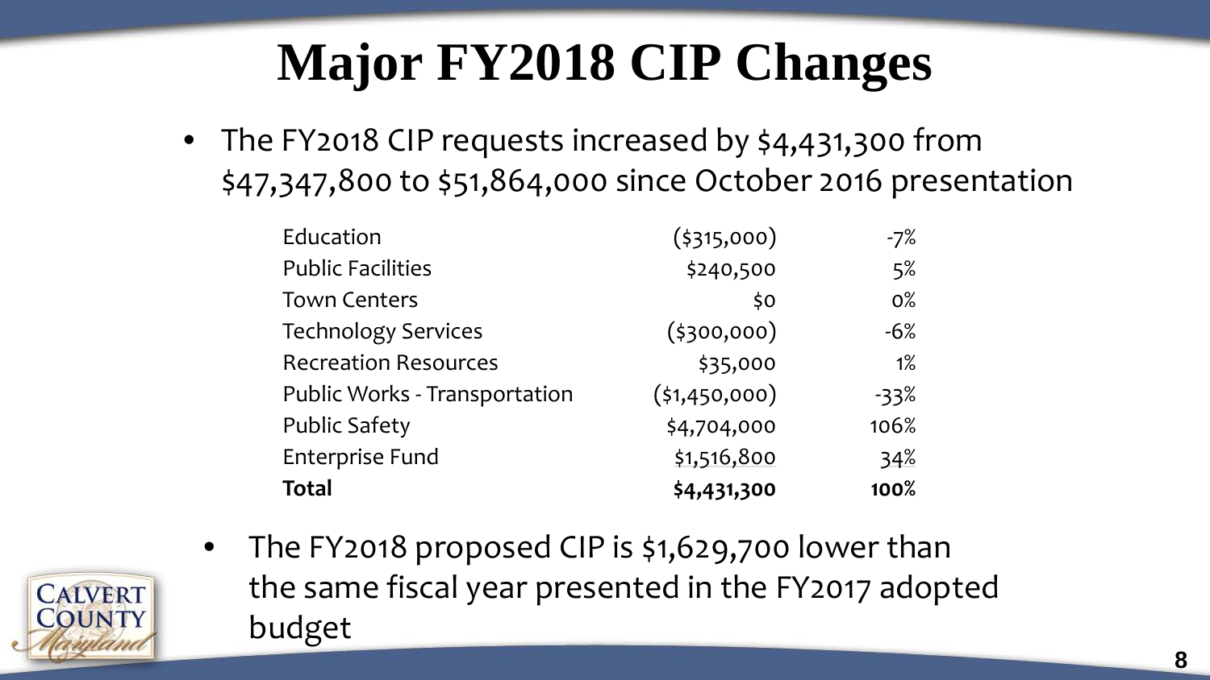# Major FY2018 CIP Changes

- The FY2018 CIP requests increased by $4,431,300 from $47,347,800 to $51,864,000 since October 2016 presentation

| | | |
|---|---|---|
| Education | ($315,000) | -7% |
| Public Facilities | $240,500 | 5% |
| Town Centers | $0 | 0% |
| Technology Services | ($300,000) | -6% |
| Recreation Resources | $35,000 | 1% |
| Public Works - Transportation | ($1,450,000) | -33% |
| Public Safety | $4,704,000 | 106% |
| Enterprise Fund | $1,516,800 | 34% |
| **Total** | **$4,431,300** | **100%** |

- The FY2018 proposed CIP is $1,629,700 lower than the same fiscal year presented in the FY2017 adopted budget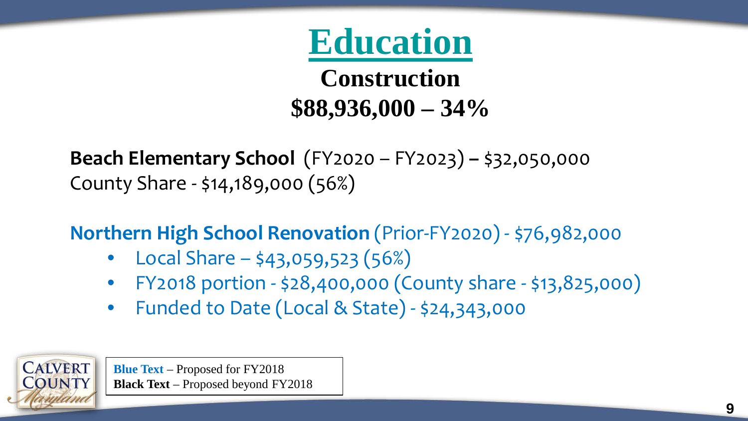# Education

## Construction

## $88,936,000 – 34%

**Beach Elementary School** (FY2020 – FY2023) **–** $32,050,000
County Share - $14,189,000 (56%)

**Northern High School Renovation** (Prior-FY2020) - $76,982,000

- Local Share – $43,059,523 (56%)
- FY2018 portion - $28,400,000 (County share - $13,825,000)
- Funded to Date (Local & State) - $24,343,000

**Blue Text** – Proposed for FY2018
**Black Text** – Proposed beyond FY2018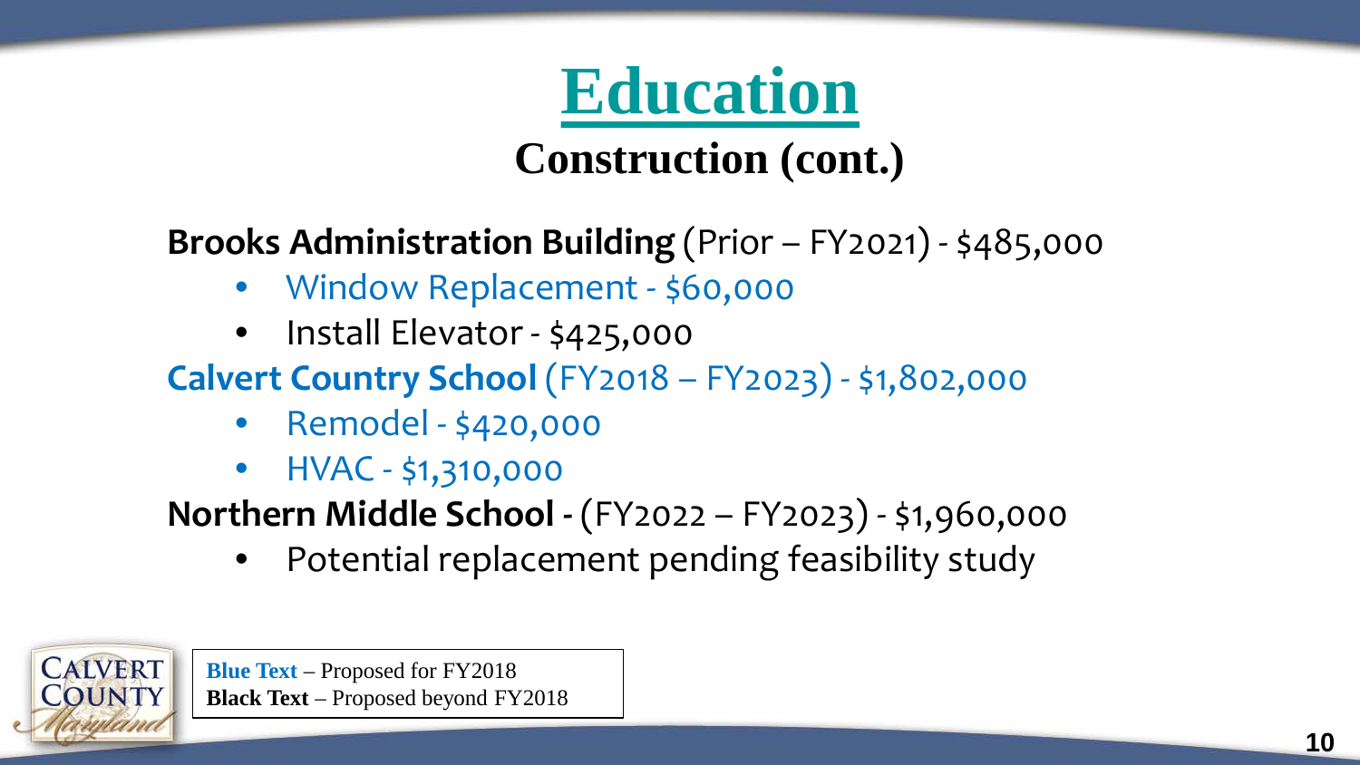# Education

## Construction (cont.)

**Brooks Administration Building** (Prior – FY2021) - $485,000

- Window Replacement - $60,000
- Install Elevator - $425,000

**Calvert Country School** (FY2018 – FY2023) - $1,802,000

- Remodel - $420,000
- HVAC - $1,310,000

**Northern Middle School** - (FY2022 – FY2023) - $1,960,000

- Potential replacement pending feasibility study

**Blue Text** – Proposed for FY2018
**Black Text** – Proposed beyond FY2018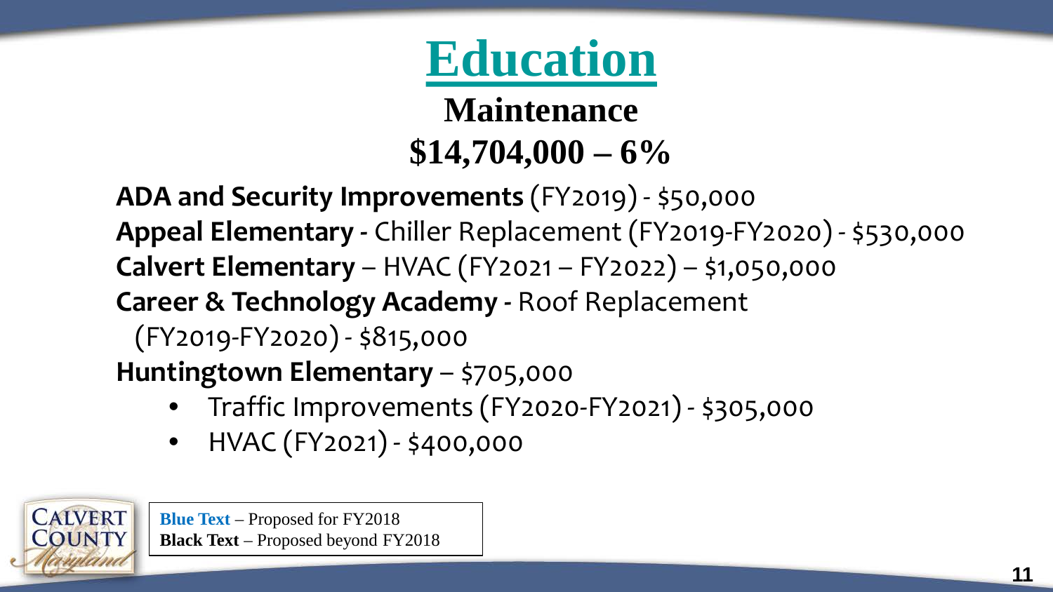# Education

## Maintenance

## $14,704,000 – 6%

**ADA and Security Improvements** (FY2019) - $50,000

**Appeal Elementary -** Chiller Replacement (FY2019-FY2020) - $530,000

**Calvert Elementary** – HVAC (FY2021 – FY2022) – $1,050,000

**Career & Technology Academy -** Roof Replacement (FY2019-FY2020) - $815,000

**Huntingtown Elementary** – $705,000

- Traffic Improvements (FY2020-FY2021) - $305,000
- HVAC (FY2021) - $400,000

**Blue Text** – Proposed for FY2018
**Black Text** – Proposed beyond FY2018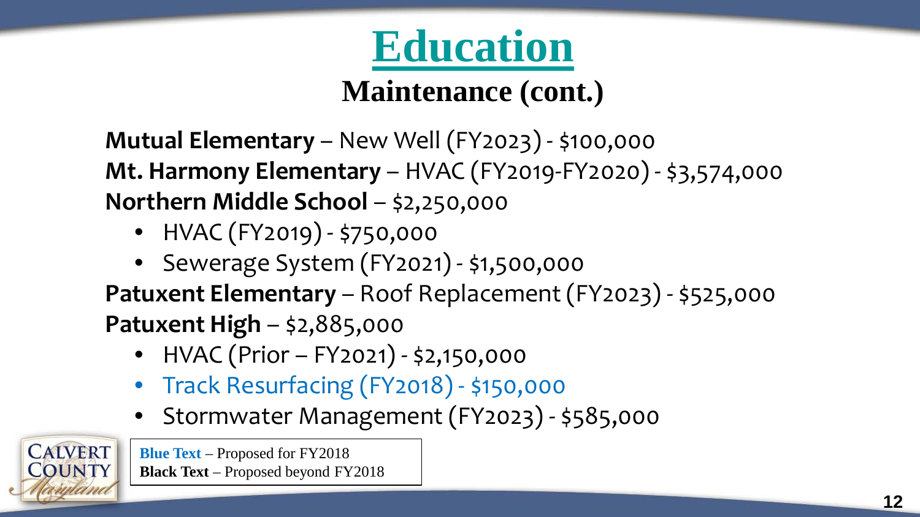# Education

## Maintenance (cont.)

**Mutual Elementary** – New Well (FY2023) - $100,000

**Mt. Harmony Elementary** – HVAC (FY2019-FY2020) - $3,574,000

**Northern Middle School** – $2,250,000

- HVAC (FY2019) - $750,000
- Sewerage System (FY2021) - $1,500,000

**Patuxent Elementary** – Roof Replacement (FY2023) - $525,000

**Patuxent High** – $2,885,000

- HVAC (Prior – FY2021) - $2,150,000
- Track Resurfacing (FY2018) - $150,000
- Stormwater Management (FY2023) - $585,000

**Blue Text** – Proposed for FY2018
**Black Text** – Proposed beyond FY2018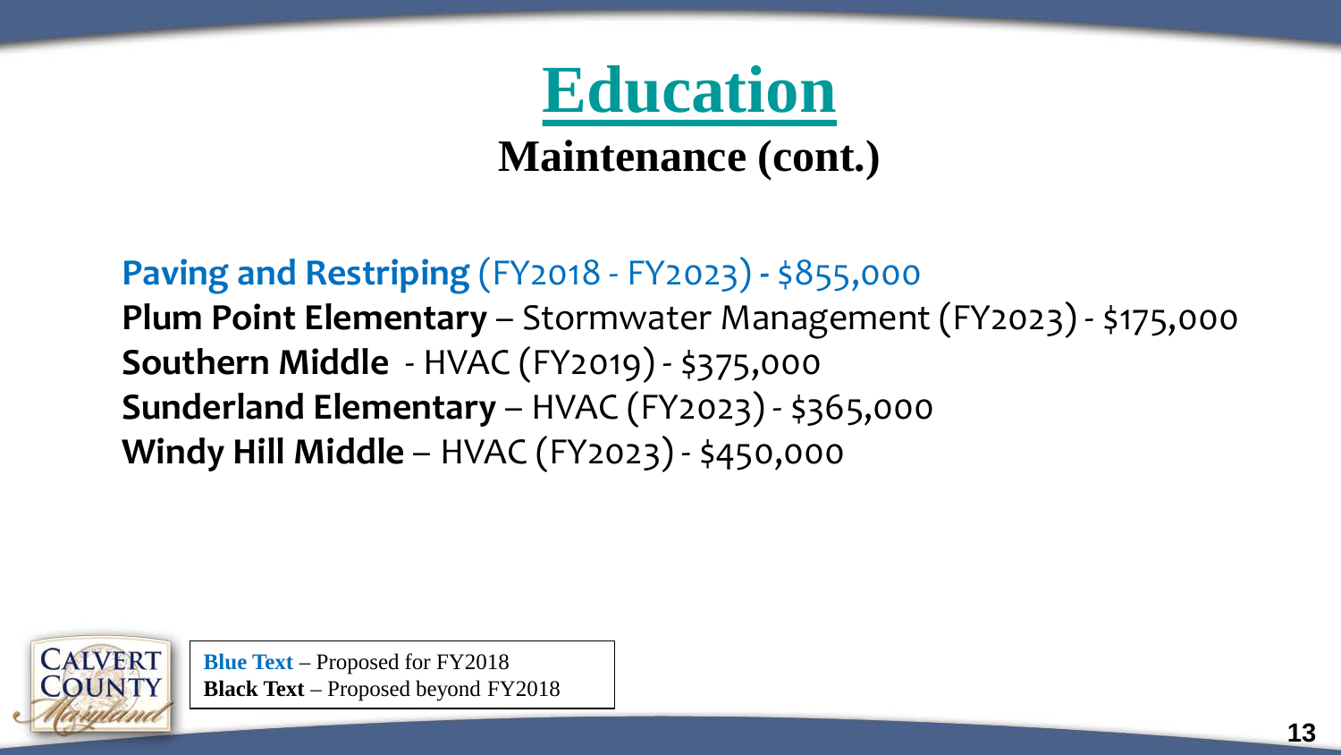# Education

## Maintenance (cont.)

**Paving and Restriping** (FY2018 - FY2023) **-** $855,000
**Plum Point Elementary** – Stormwater Management (FY2023) - $175,000
**Southern Middle** - HVAC (FY2019) - $375,000
**Sunderland Elementary** – HVAC (FY2023) - $365,000
**Windy Hill Middle** – HVAC (FY2023) - $450,000

Calvert County Maryland

**Blue Text** – Proposed for FY2018
**Black Text** – Proposed beyond FY2018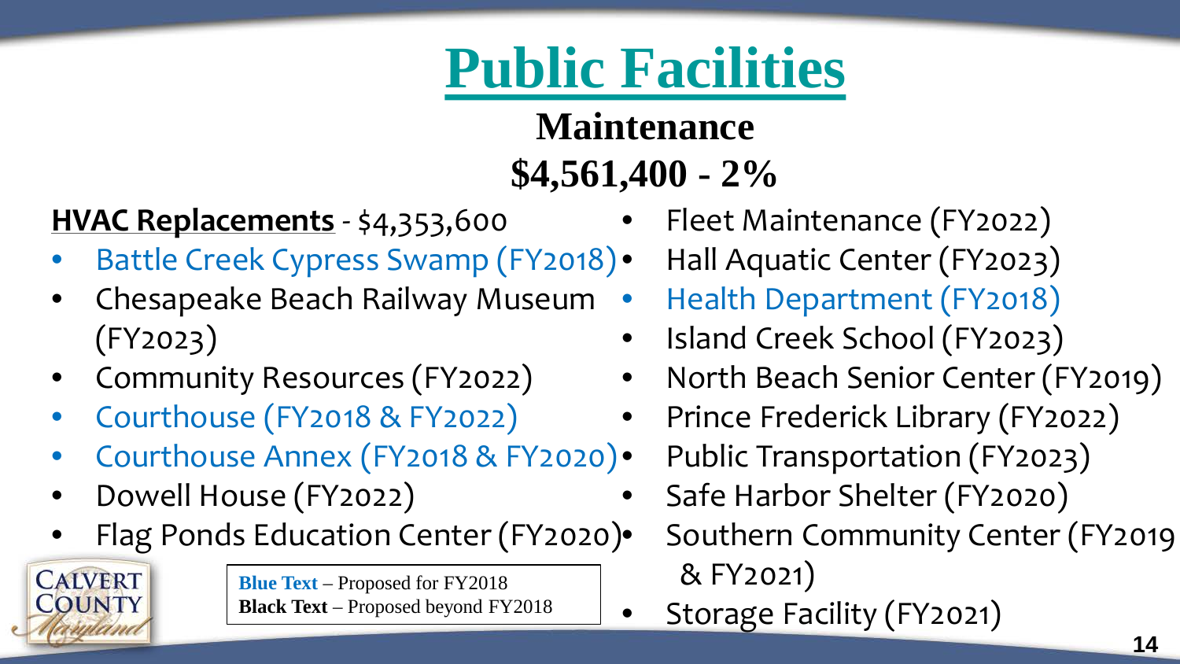# Public Facilities

## Maintenance

## $4,561,400 - 2%

**HVAC Replacements** - $4,353,600

- Battle Creek Cypress Swamp (FY2018)
- Chesapeake Beach Railway Museum (FY2023)
- Community Resources (FY2022)
- Courthouse (FY2018 & FY2022)
- Courthouse Annex (FY2018 & FY2020)
- Dowell House (FY2022)
- Flag Ponds Education Center (FY2020)
- Fleet Maintenance (FY2022)
- Hall Aquatic Center (FY2023)
- Health Department (FY2018)
- Island Creek School (FY2023)
- North Beach Senior Center (FY2019)
- Prince Frederick Library (FY2022)
- Public Transportation (FY2023)
- Safe Harbor Shelter (FY2020)
- Southern Community Center (FY2019 & FY2021)
- Storage Facility (FY2021)

**Blue Text** – Proposed for FY2018
**Black Text** – Proposed beyond FY2018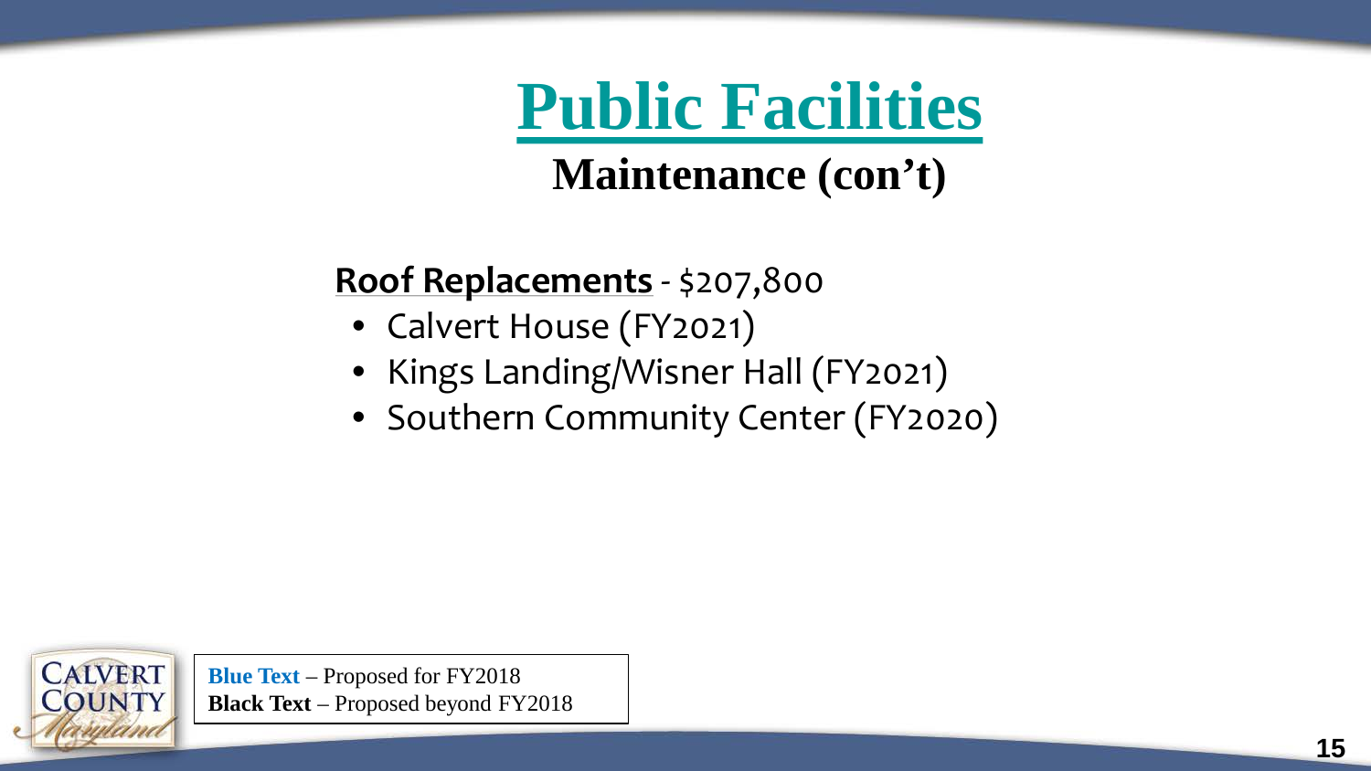# Public Facilities

## Maintenance (con't)

**Roof Replacements** - $207,800

- Calvert House (FY2021)
- Kings Landing/Wisner Hall (FY2021)
- Southern Community Center (FY2020)

**Blue Text** – Proposed for FY2018
**Black Text** – Proposed beyond FY2018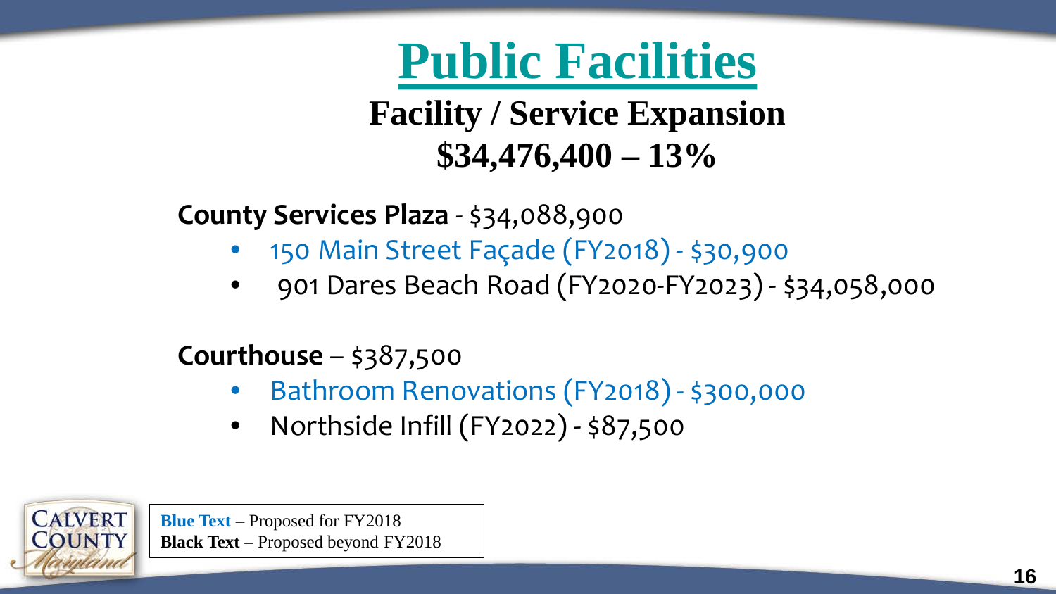# Public Facilities

## Facility / Service Expansion

## $34,476,400 – 13%

**County Services Plaza** - $34,088,900

- 150 Main Street Façade (FY2018) - $30,900
- 901 Dares Beach Road (FY2020-FY2023) - $34,058,000

**Courthouse** – $387,500

- Bathroom Renovations (FY2018) - $300,000
- Northside Infill (FY2022) - $87,500

**Blue Text** – Proposed for FY2018
**Black Text** – Proposed beyond FY2018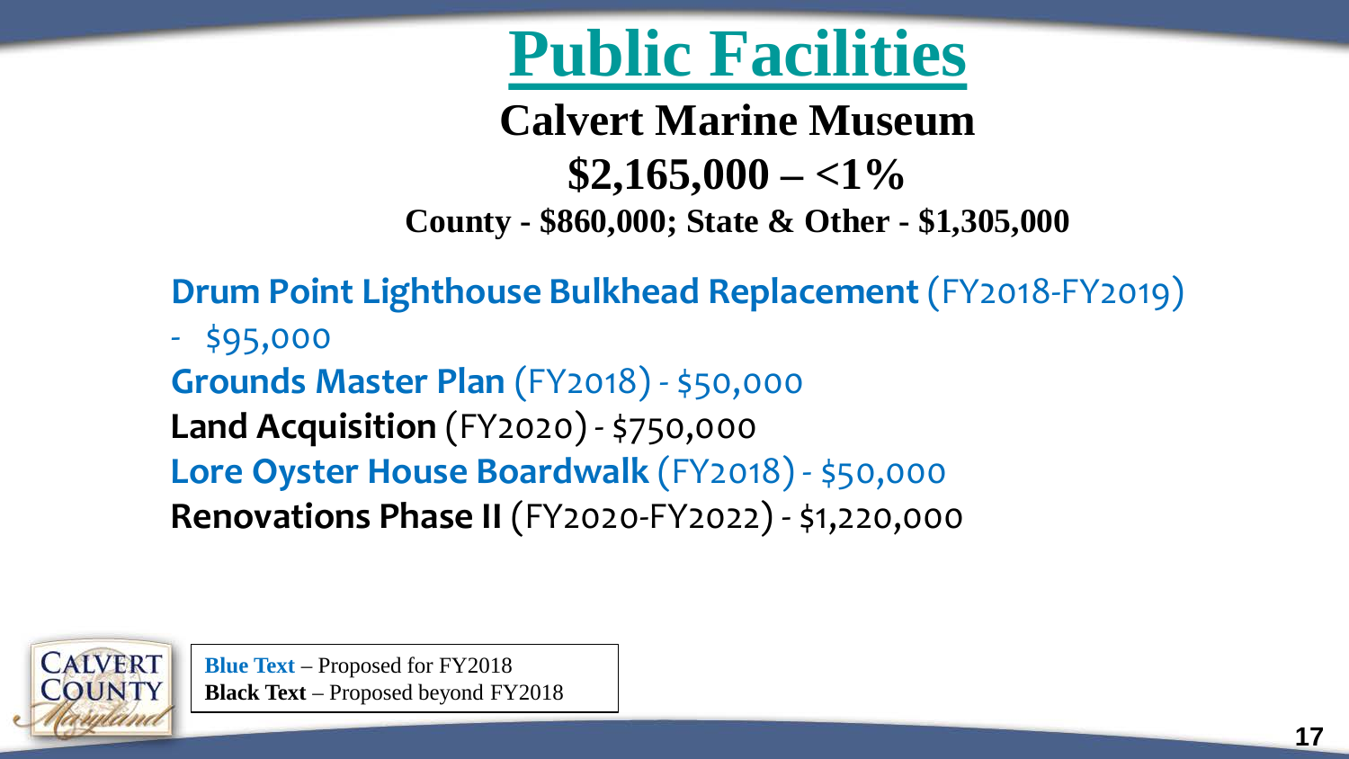# Public Facilities

## Calvert Marine Museum

## $2,165,000 – <1%

**County - $860,000; State & Other - $1,305,000**

**Drum Point Lighthouse Bulkhead Replacement** (FY2018-FY2019) - $95,000

**Grounds Master Plan** (FY2018) - $50,000

**Land Acquisition** (FY2020) - $750,000

**Lore Oyster House Boardwalk** (FY2018) - $50,000

**Renovations Phase II** (FY2020-FY2022) - $1,220,000

**Blue Text** – Proposed for FY2018
**Black Text** – Proposed beyond FY2018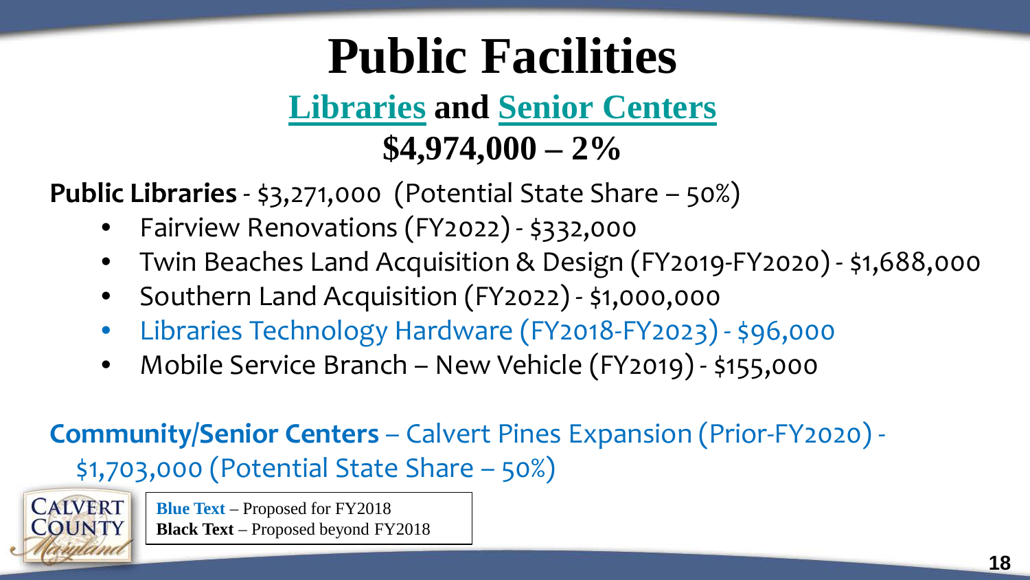# Public Facilities

## Libraries and Senior Centers

## $4,974,000 – 2%

**Public Libraries** - $3,271,000 (Potential State Share – 50%)

- Fairview Renovations (FY2022) - $332,000
- Twin Beaches Land Acquisition & Design (FY2019-FY2020) - $1,688,000
- Southern Land Acquisition (FY2022) - $1,000,000
- Libraries Technology Hardware (FY2018-FY2023) - $96,000
- Mobile Service Branch – New Vehicle (FY2019) - $155,000

**Community/Senior Centers** – Calvert Pines Expansion (Prior-FY2020) - $1,703,000 (Potential State Share – 50%)

**Blue Text** – Proposed for FY2018
**Black Text** – Proposed beyond FY2018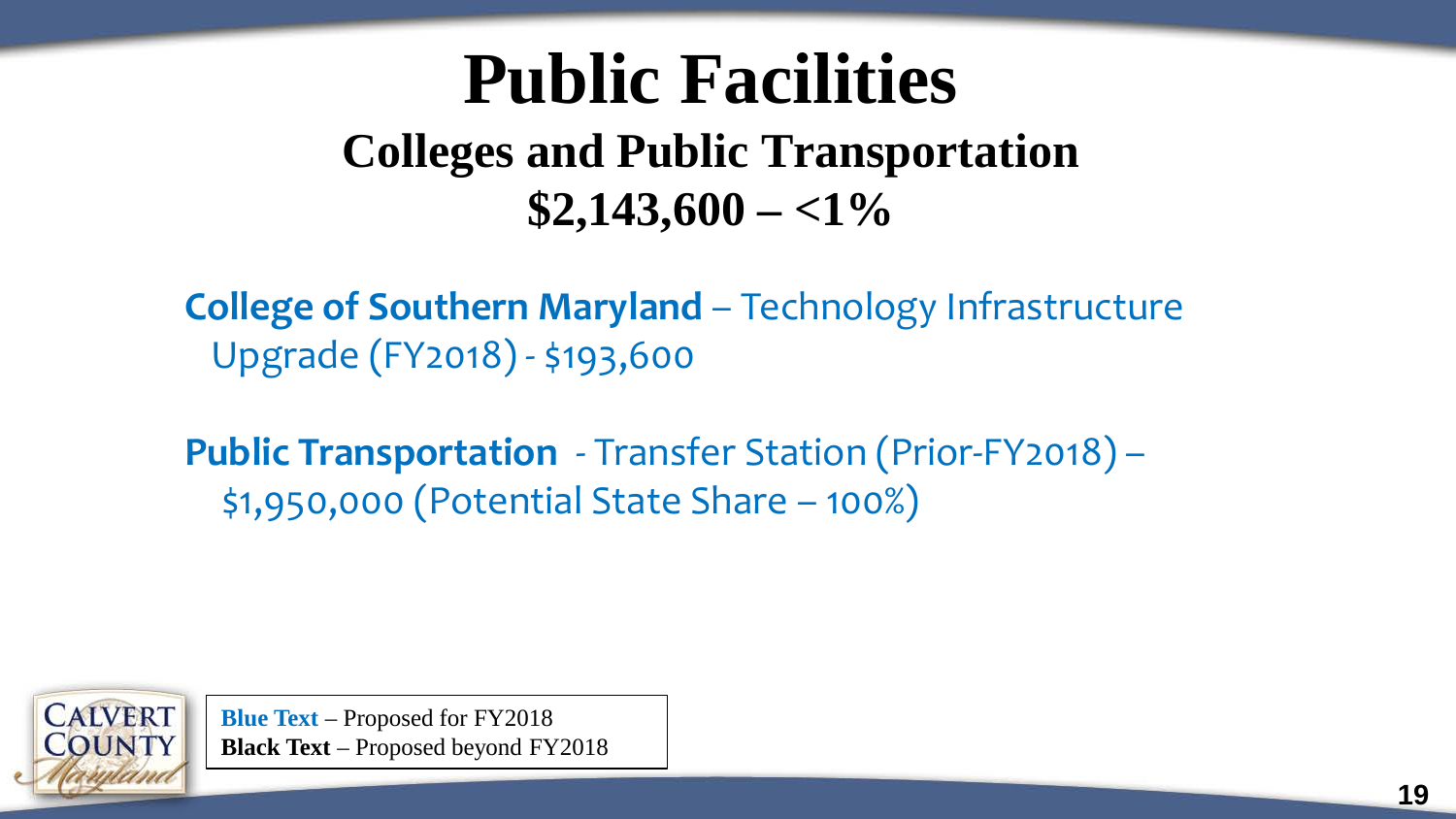# Public Facilities

## Colleges and Public Transportation

## $2,143,600 – <1%

**College of Southern Maryland** – Technology Infrastructure Upgrade (FY2018) - $193,600

**Public Transportation** - Transfer Station (Prior-FY2018) – $1,950,000 (Potential State Share – 100%)

**Blue Text** – Proposed for FY2018
**Black Text** – Proposed beyond FY2018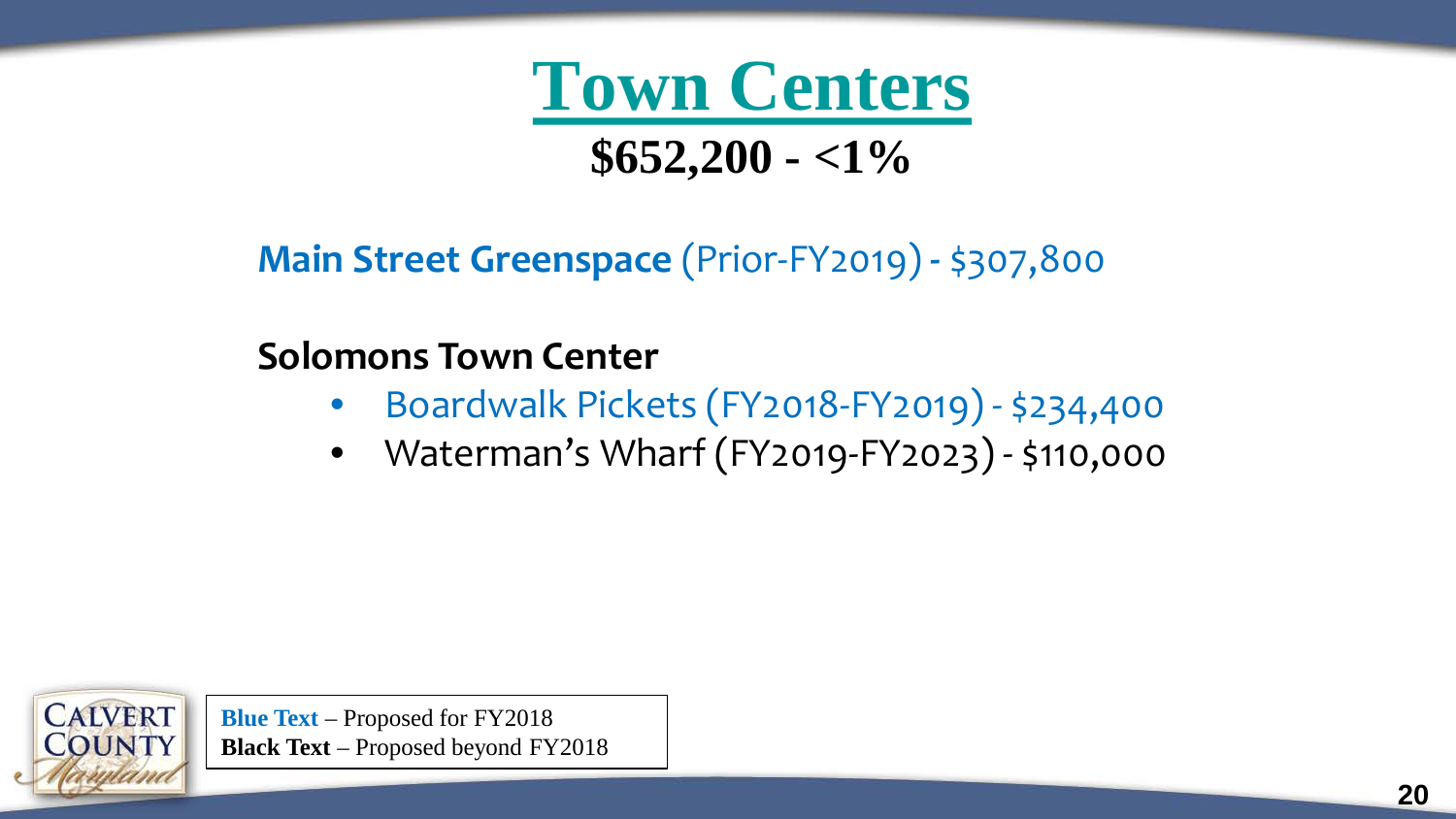# Town Centers

## $652,200 - <1%

**Main Street Greenspace** (Prior-FY2019) - $307,800

**Solomons Town Center**

- Boardwalk Pickets (FY2018-FY2019) - $234,400
- Waterman's Wharf (FY2019-FY2023) - $110,000

**Blue Text** – Proposed for FY2018
**Black Text** – Proposed beyond FY2018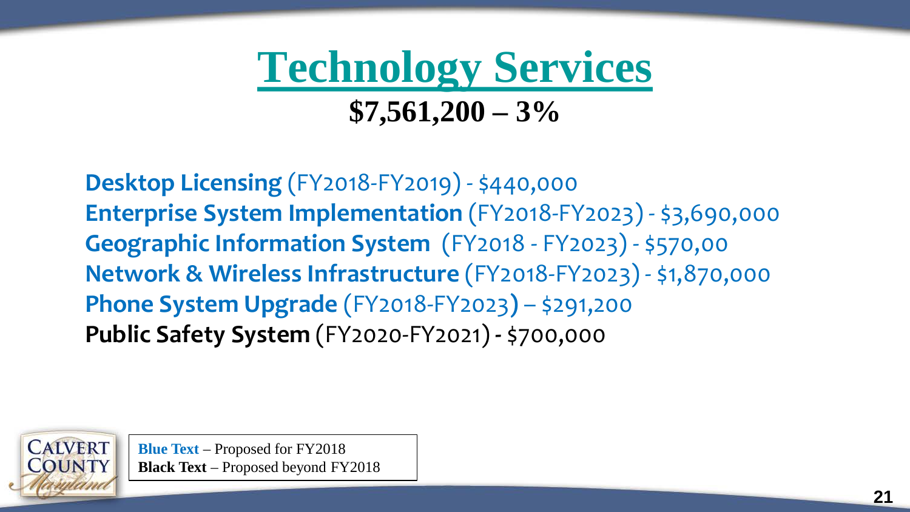# Technology Services

## $7,561,200 – 3%

**Desktop Licensing** (FY2018-FY2019) - $440,000
**Enterprise System Implementation** (FY2018-FY2023) - $3,690,000
**Geographic Information System** (FY2018 - FY2023) - $570,00
**Network & Wireless Infrastructure** (FY2018-FY2023) - $1,870,000
**Phone System Upgrade** (FY2018-FY2023) – $291,200
**Public Safety System** (FY2020-FY2021) - $700,000

**Blue Text** – Proposed for FY2018
**Black Text** – Proposed beyond FY2018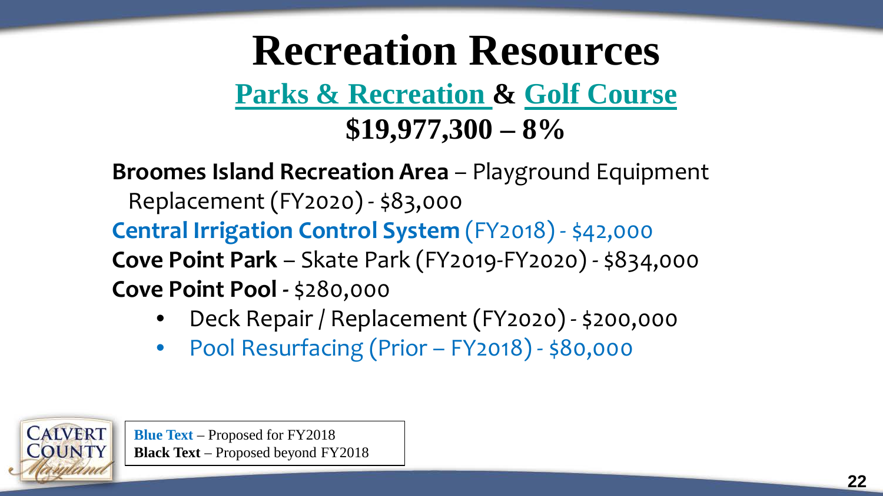# Recreation Resources

## Parks & Recreation & Golf Course

## $19,977,300 – 8%

**Broomes Island Recreation Area** – Playground Equipment Replacement (FY2020) - $83,000

**Central Irrigation Control System** (FY2018) - $42,000

**Cove Point Park** – Skate Park (FY2019-FY2020) - $834,000

**Cove Point Pool -** $280,000

- Deck Repair / Replacement (FY2020) - $200,000
- Pool Resurfacing (Prior – FY2018) - $80,000

CALVERT COUNTY Maryland

**Blue Text** – Proposed for FY2018
**Black Text** – Proposed beyond FY2018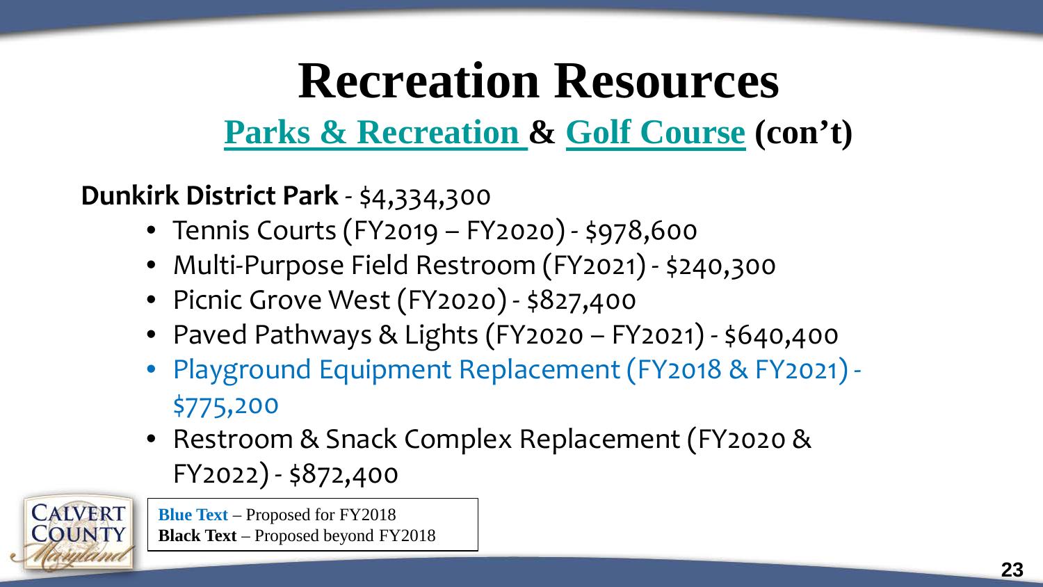# Recreation Resources

## Parks & Recreation & Golf Course (con't)

**Dunkirk District Park** - $4,334,300

- Tennis Courts (FY2019 – FY2020) - $978,600
- Multi-Purpose Field Restroom (FY2021) - $240,300
- Picnic Grove West (FY2020) - $827,400
- Paved Pathways & Lights (FY2020 – FY2021) - $640,400
- Playground Equipment Replacement (FY2018 & FY2021) - $775,200
- Restroom & Snack Complex Replacement (FY2020 & FY2022) - $872,400

**Blue Text** – Proposed for FY2018
**Black Text** – Proposed beyond FY2018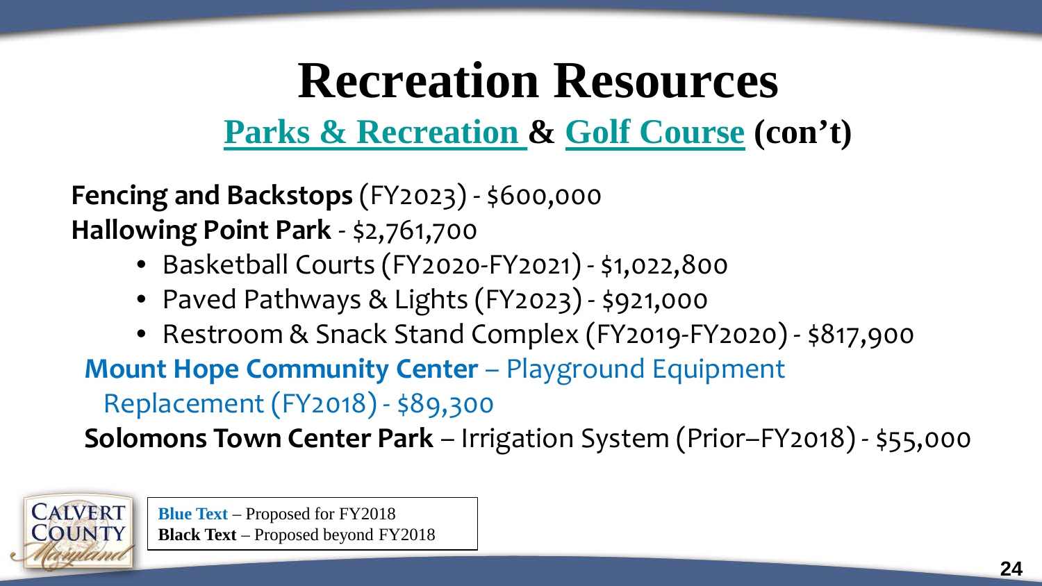# Recreation Resources

## Parks & Recreation & Golf Course (con't)

**Fencing and Backstops** (FY2023) - $600,000

**Hallowing Point Park** - $2,761,700

- Basketball Courts (FY2020-FY2021) - $1,022,800
- Paved Pathways & Lights (FY2023) - $921,000
- Restroom & Snack Stand Complex (FY2019-FY2020) - $817,900

**Mount Hope Community Center** – Playground Equipment Replacement (FY2018) - $89,300

**Solomons Town Center Park** – Irrigation System (Prior–FY2018) - $55,000

**Blue Text** – Proposed for FY2018
**Black Text** – Proposed beyond FY2018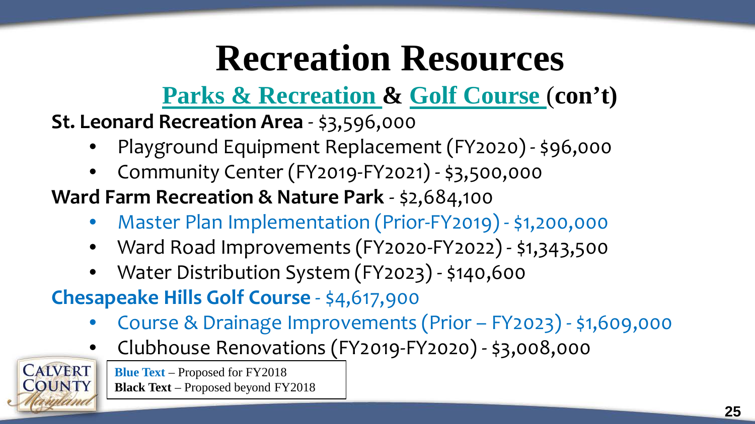# Recreation Resources

## Parks & Recreation & Golf Course (con't)

**St. Leonard Recreation Area** - $3,596,000

- Playground Equipment Replacement (FY2020) - $96,000
- Community Center (FY2019-FY2021) - $3,500,000

**Ward Farm Recreation & Nature Park** - $2,684,100

- Master Plan Implementation (Prior-FY2019) - $1,200,000
- Ward Road Improvements (FY2020-FY2022) - $1,343,500
- Water Distribution System (FY2023) - $140,600

**Chesapeake Hills Golf Course** - $4,617,900

- Course & Drainage Improvements (Prior – FY2023) - $1,609,000
- Clubhouse Renovations (FY2019-FY2020) - $3,008,000

**Blue Text** – Proposed for FY2018
**Black Text** – Proposed beyond FY2018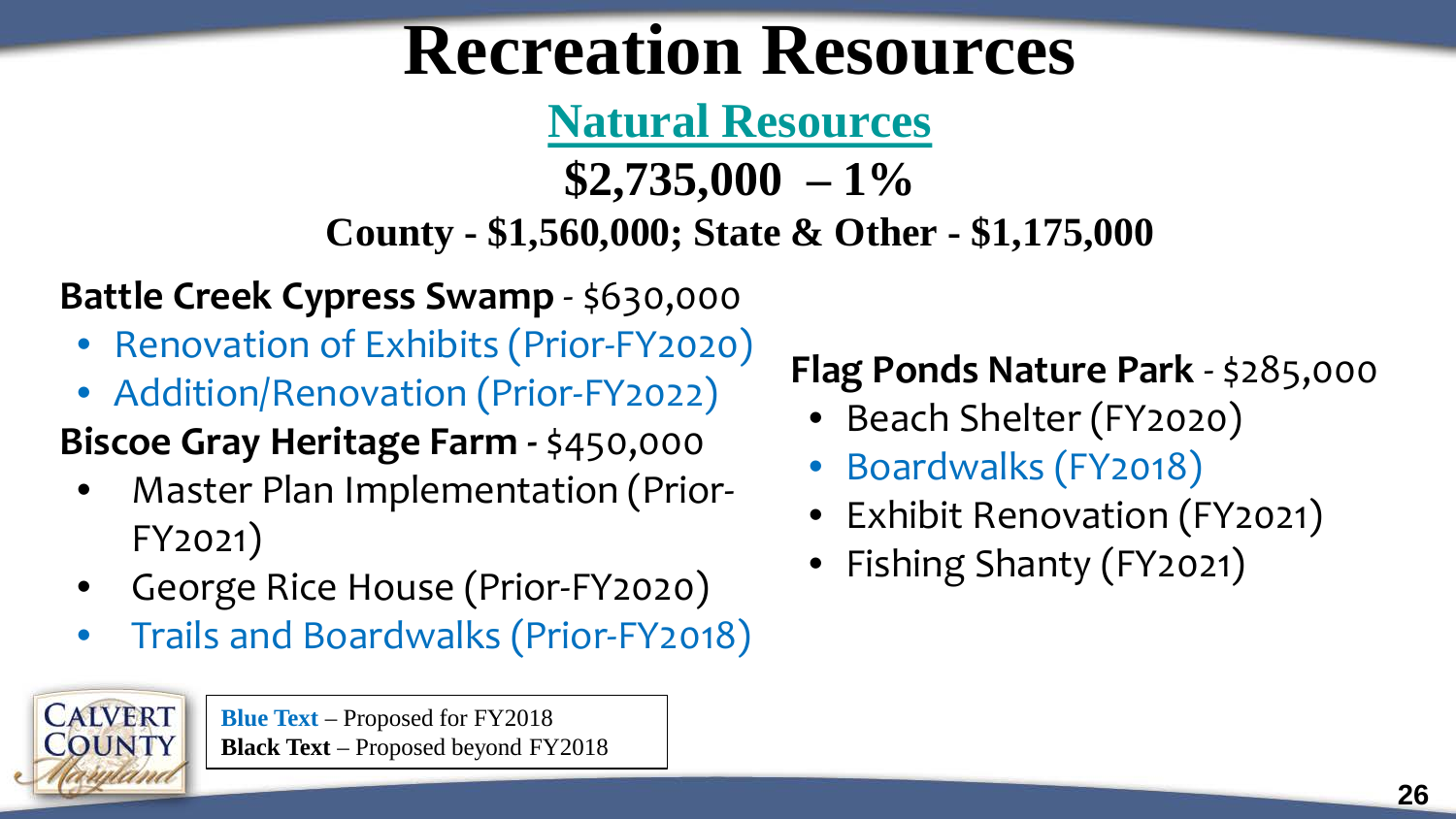# Recreation Resources

## Natural Resources

**$2,735,000 – 1%**

**County - $1,560,000; State & Other - $1,175,000**

**Battle Creek Cypress Swamp** - $630,000

- Renovation of Exhibits (Prior-FY2020)
- Addition/Renovation (Prior-FY2022)

**Biscoe Gray Heritage Farm** - $450,000

- Master Plan Implementation (Prior-FY2021)
- George Rice House (Prior-FY2020)
- Trails and Boardwalks (Prior-FY2018)

**Flag Ponds Nature Park** - $285,000

- Beach Shelter (FY2020)
- Boardwalks (FY2018)
- Exhibit Renovation (FY2021)
- Fishing Shanty (FY2021)

**Blue Text** – Proposed for FY2018
**Black Text** – Proposed beyond FY2018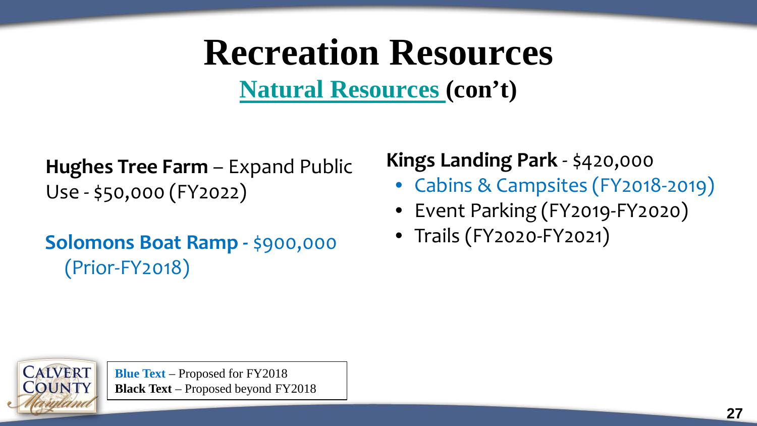# Recreation Resources

## Natural Resources (con't)

**Hughes Tree Farm** – Expand Public Use - $50,000 (FY2022)

**Solomons Boat Ramp** - $900,000 (Prior-FY2018)

**Kings Landing Park** - $420,000

- Cabins & Campsites (FY2018-2019)
- Event Parking (FY2019-FY2020)
- Trails (FY2020-FY2021)

**Blue Text** – Proposed for FY2018
**Black Text** – Proposed beyond FY2018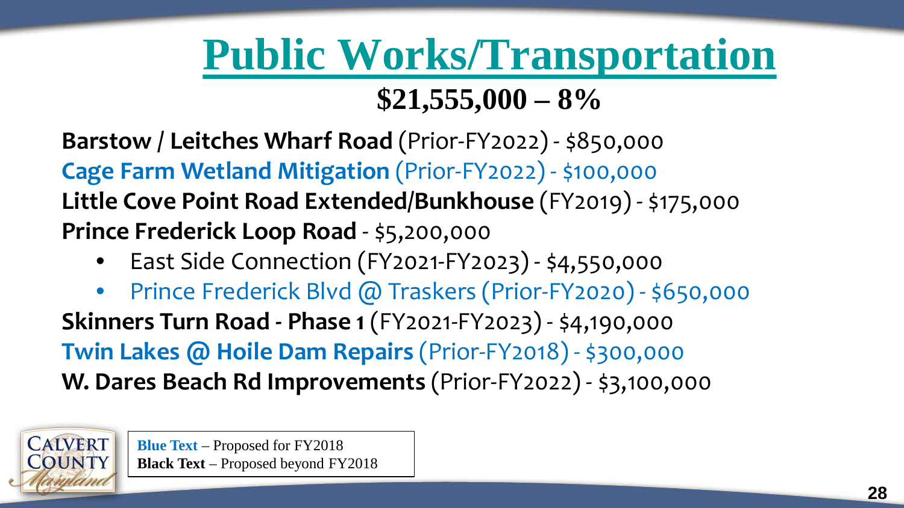# Public Works/Transportation

## $21,555,000 – 8%

**Barstow / Leitches Wharf Road** (Prior-FY2022) - $850,000

**Cage Farm Wetland Mitigation** (Prior-FY2022) - $100,000

**Little Cove Point Road Extended/Bunkhouse** (FY2019) - $175,000

**Prince Frederick Loop Road** - $5,200,000

- East Side Connection (FY2021-FY2023) - $4,550,000
- Prince Frederick Blvd @ Traskers (Prior-FY2020) - $650,000

**Skinners Turn Road - Phase 1** (FY2021-FY2023) - $4,190,000

**Twin Lakes @ Hoile Dam Repairs** (Prior-FY2018) - $300,000

**W. Dares Beach Rd Improvements** (Prior-FY2022) - $3,100,000

CALVERT COUNTY Maryland

**Blue Text** – Proposed for FY2018
**Black Text** – Proposed beyond FY2018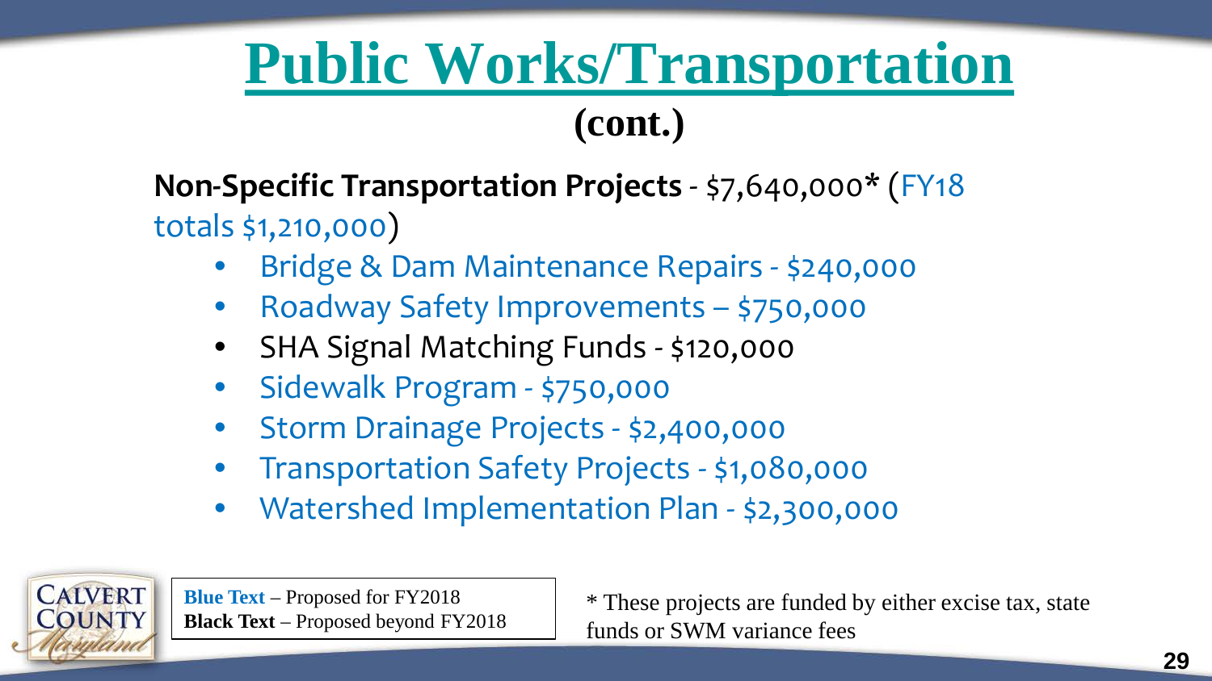# Public Works/Transportation

## (cont.)

**Non-Specific Transportation Projects** - $7,640,000* (FY18 totals $1,210,000)

- Bridge & Dam Maintenance Repairs - $240,000
- Roadway Safety Improvements – $750,000
- SHA Signal Matching Funds - $120,000
- Sidewalk Program - $750,000
- Storm Drainage Projects - $2,400,000
- Transportation Safety Projects - $1,080,000
- Watershed Implementation Plan - $2,300,000

CALVERT COUNTY Maryland

**Blue Text** – Proposed for FY2018
**Black Text** – Proposed beyond FY2018

* These projects are funded by either excise tax, state funds or SWM variance fees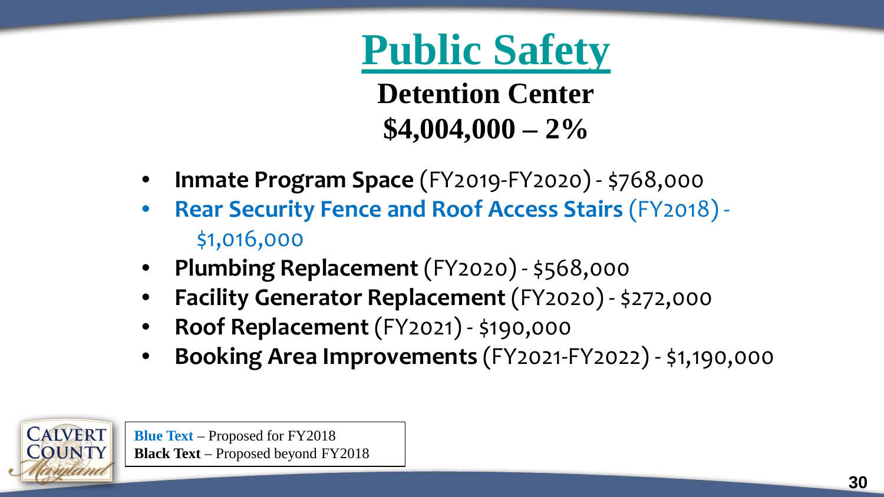# Public Safety

## Detention Center

## $4,004,000 – 2%

- **Inmate Program Space** (FY2019-FY2020) - $768,000
- **Rear Security Fence and Roof Access Stairs** (FY2018) - $1,016,000
- **Plumbing Replacement** (FY2020) - $568,000
- **Facility Generator Replacement** (FY2020) - $272,000
- **Roof Replacement** (FY2021) - $190,000
- **Booking Area Improvements** (FY2021-FY2022) - $1,190,000

**Blue Text** – Proposed for FY2018
**Black Text** – Proposed beyond FY2018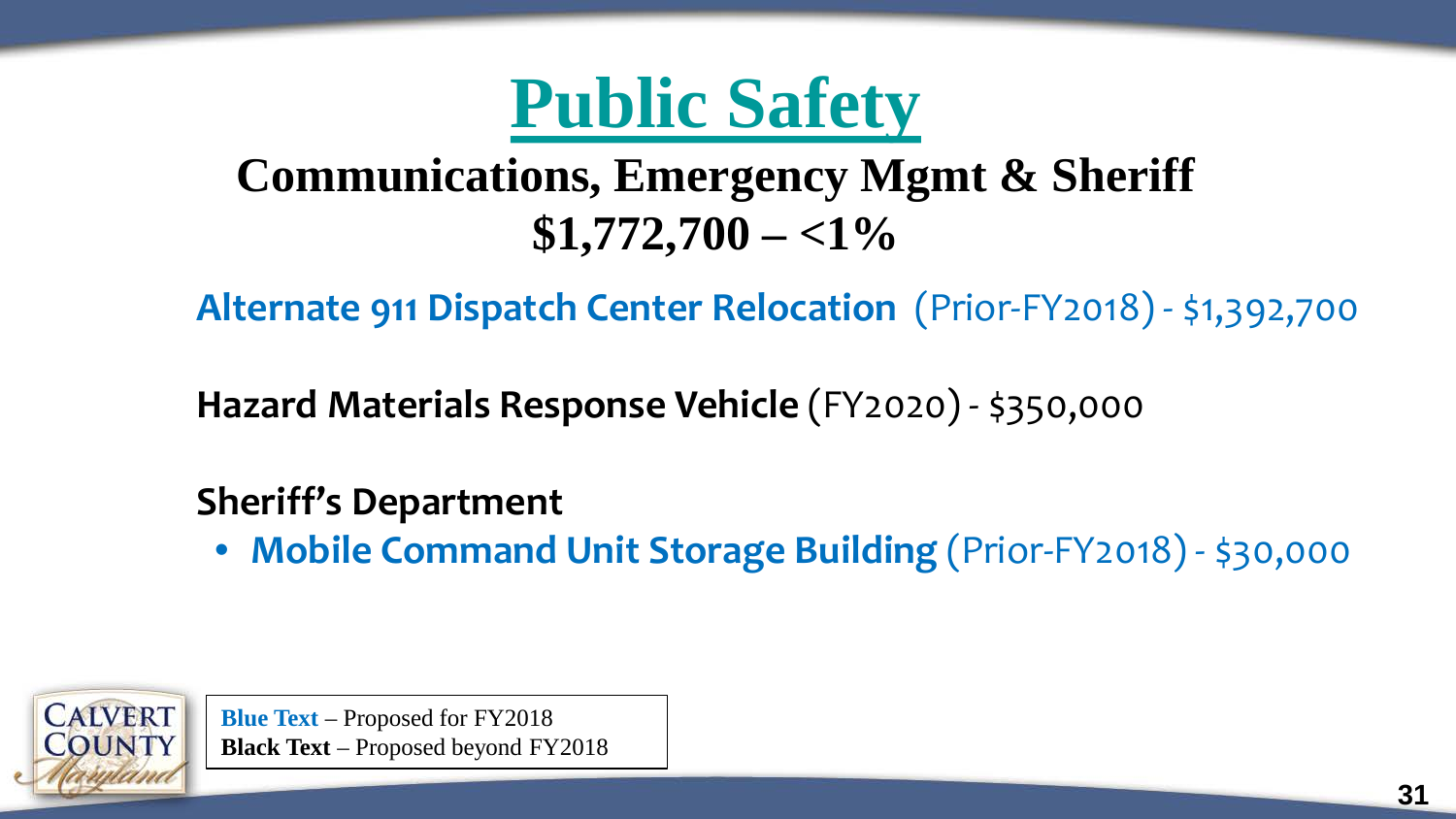# Public Safety

## Communications, Emergency Mgmt & Sheriff
## $1,772,700 – <1%

**Alternate 911 Dispatch Center Relocation** (Prior-FY2018) - $1,392,700

**Hazard Materials Response Vehicle** (FY2020) - $350,000

**Sheriff's Department**

- **Mobile Command Unit Storage Building** (Prior-FY2018) - $30,000

**Blue Text** – Proposed for FY2018
**Black Text** – Proposed beyond FY2018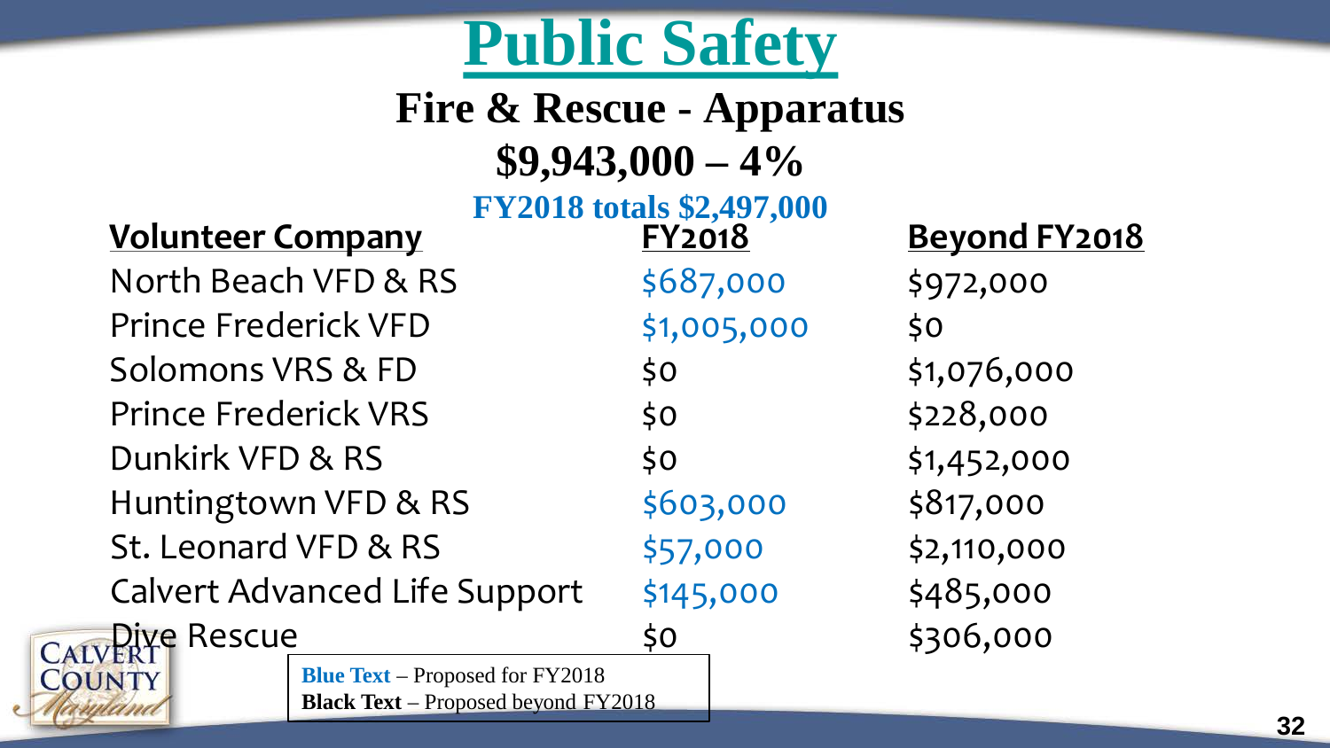# Public Safety

## Fire & Rescue - Apparatus

## $9,943,000 – 4%

**FY2018 totals $2,497,000**

| Volunteer Company | FY2018 | Beyond FY2018 |
|---|---|---|
| North Beach VFD & RS | $687,000 | $972,000 |
| Prince Frederick VFD | $1,005,000 | $0 |
| Solomons VRS & FD | $0 | $1,076,000 |
| Prince Frederick VRS | $0 | $228,000 |
| Dunkirk VFD & RS | $0 | $1,452,000 |
| Huntingtown VFD & RS | $603,000 | $817,000 |
| St. Leonard VFD & RS | $57,000 | $2,110,000 |
| Calvert Advanced Life Support | $145,000 | $485,000 |
| Dive Rescue | $0 | $306,000 |

**Blue Text** – Proposed for FY2018
**Black Text** – Proposed beyond FY2018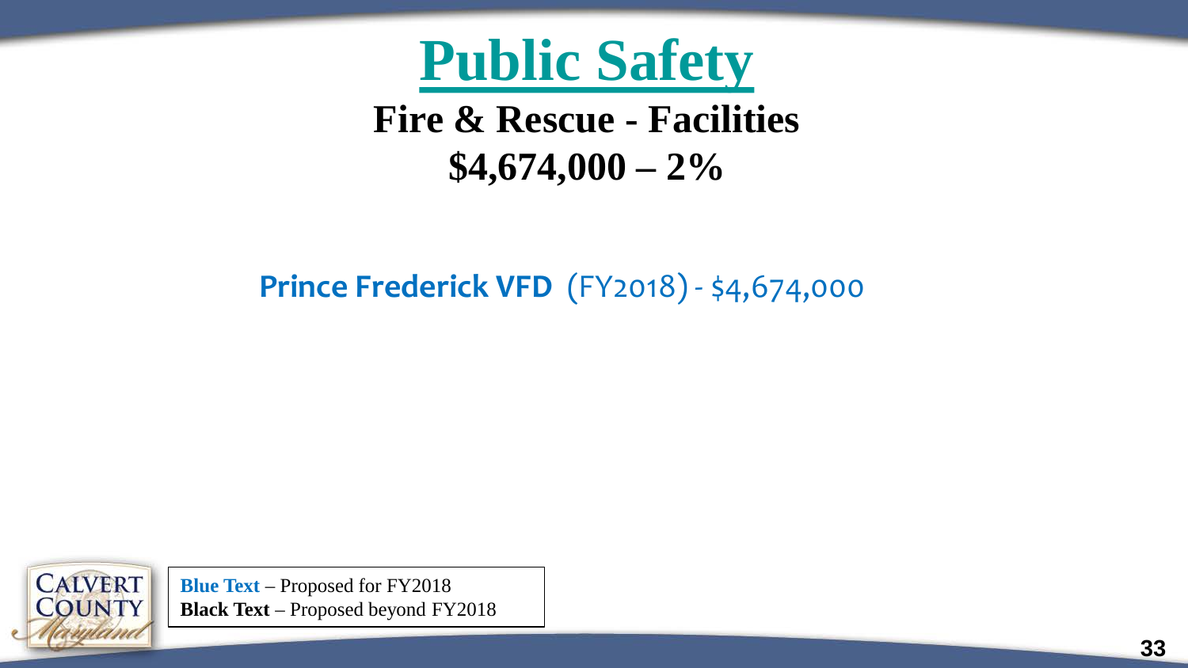# Public Safety

## Fire & Rescue - Facilities

## $4,674,000 – 2%

**Prince Frederick VFD** (FY2018) - $4,674,000

**Blue Text** – Proposed for FY2018
**Black Text** – Proposed beyond FY2018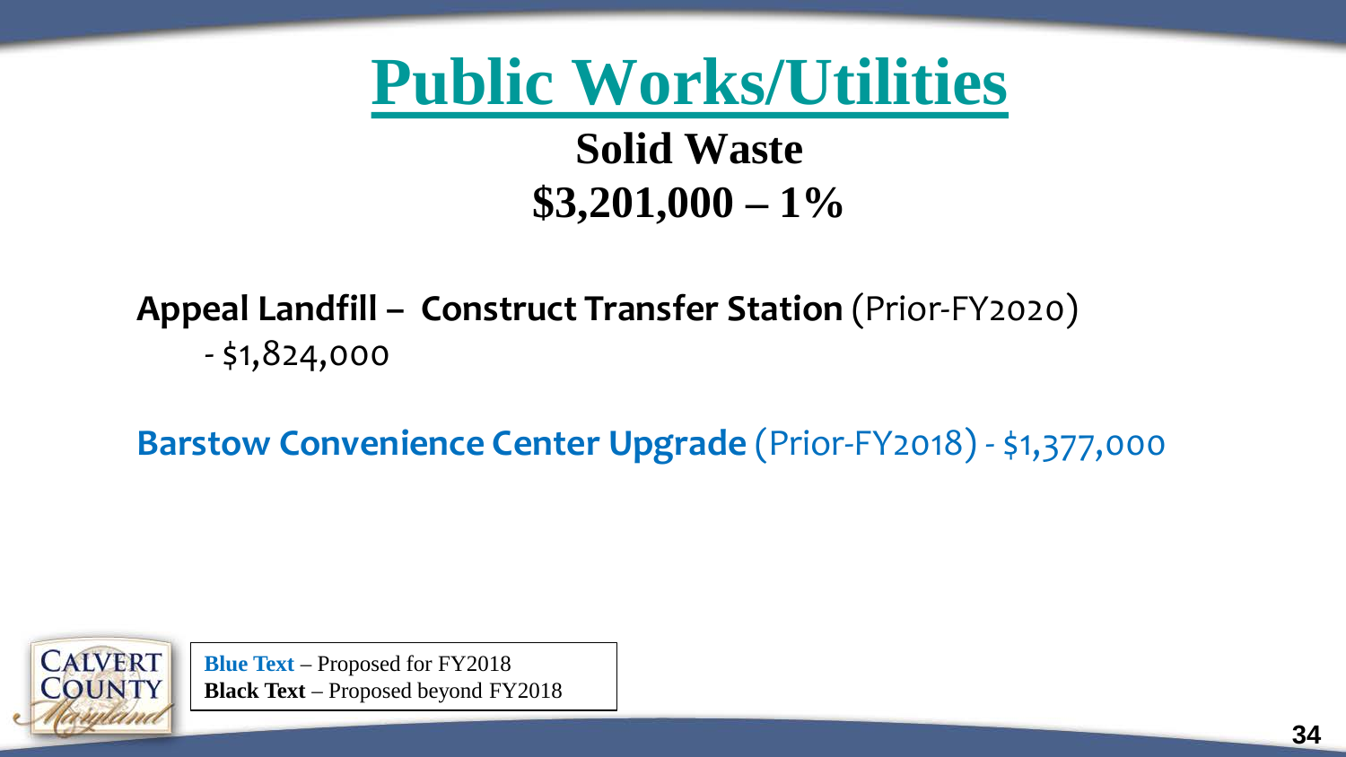# Public Works/Utilities

## Solid Waste

## $3,201,000 – 1%

**Appeal Landfill – Construct Transfer Station** (Prior-FY2020)
- $1,824,000

**Barstow Convenience Center Upgrade** (Prior-FY2018) - $1,377,000

**Blue Text** – Proposed for FY2018
**Black Text** – Proposed beyond FY2018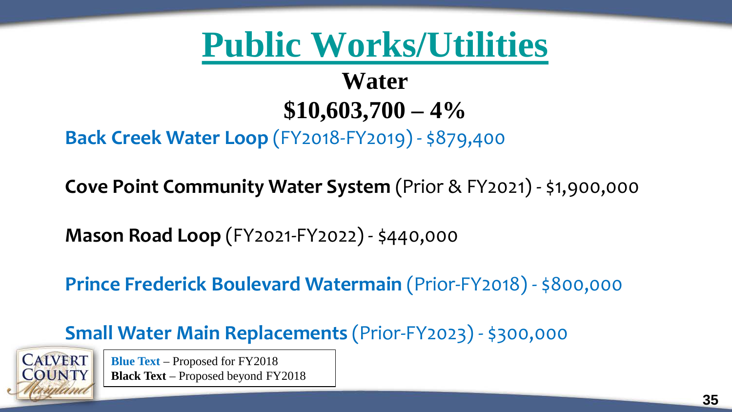# Public Works/Utilities

## Water

## $10,603,700 – 4%

**Back Creek Water Loop** (FY2018-FY2019) - $879,400

**Cove Point Community Water System** (Prior & FY2021) - $1,900,000

**Mason Road Loop** (FY2021-FY2022) - $440,000

**Prince Frederick Boulevard Watermain** (Prior-FY2018) - $800,000

**Small Water Main Replacements** (Prior-FY2023) - $300,000

**Blue Text** – Proposed for FY2018
**Black Text** – Proposed beyond FY2018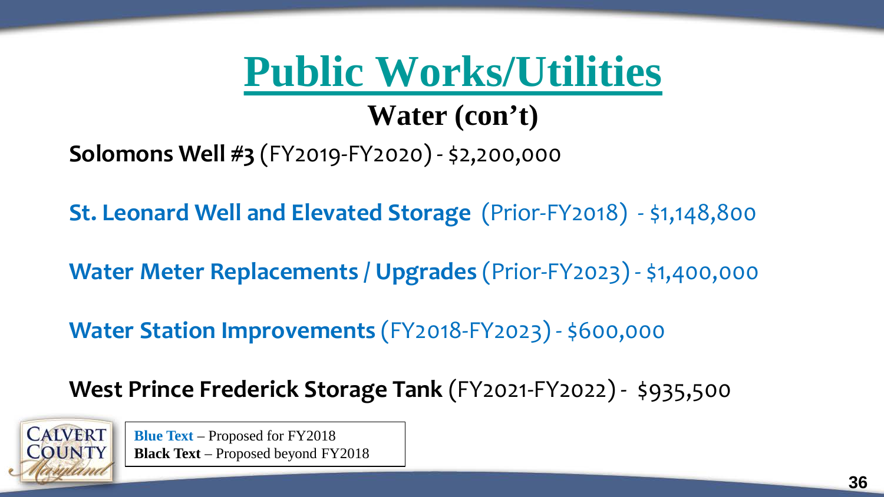# Public Works/Utilities

## Water (con't)

**Solomons Well #3** (FY2019-FY2020) - $2,200,000

**St. Leonard Well and Elevated Storage** (Prior-FY2018) - $1,148,800

**Water Meter Replacements / Upgrades** (Prior-FY2023) - $1,400,000

**Water Station Improvements** (FY2018-FY2023) - $600,000

**West Prince Frederick Storage Tank** (FY2021-FY2022) - $935,500

**Blue Text** – Proposed for FY2018
**Black Text** – Proposed beyond FY2018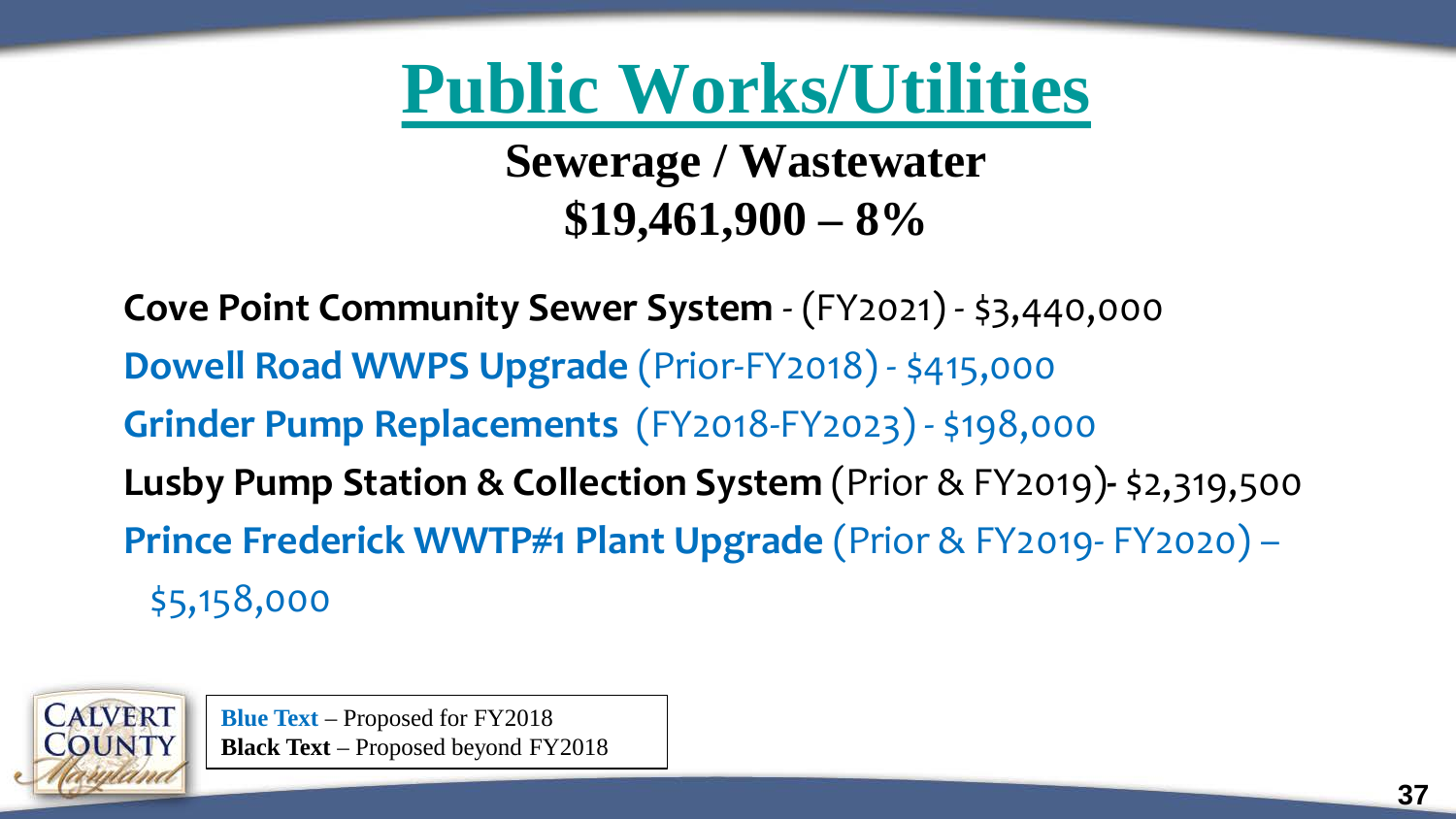# Public Works/Utilities

## Sewerage / Wastewater

## $19,461,900 – 8%

**Cove Point Community Sewer System** - (FY2021) - $3,440,000

**Dowell Road WWPS Upgrade** (Prior-FY2018) - $415,000

**Grinder Pump Replacements** (FY2018-FY2023) - $198,000

**Lusby Pump Station & Collection System** (Prior & FY2019)- $2,319,500

**Prince Frederick WWTP#1 Plant Upgrade** (Prior & FY2019- FY2020) – $5,158,000

**Blue Text** – Proposed for FY2018
**Black Text** – Proposed beyond FY2018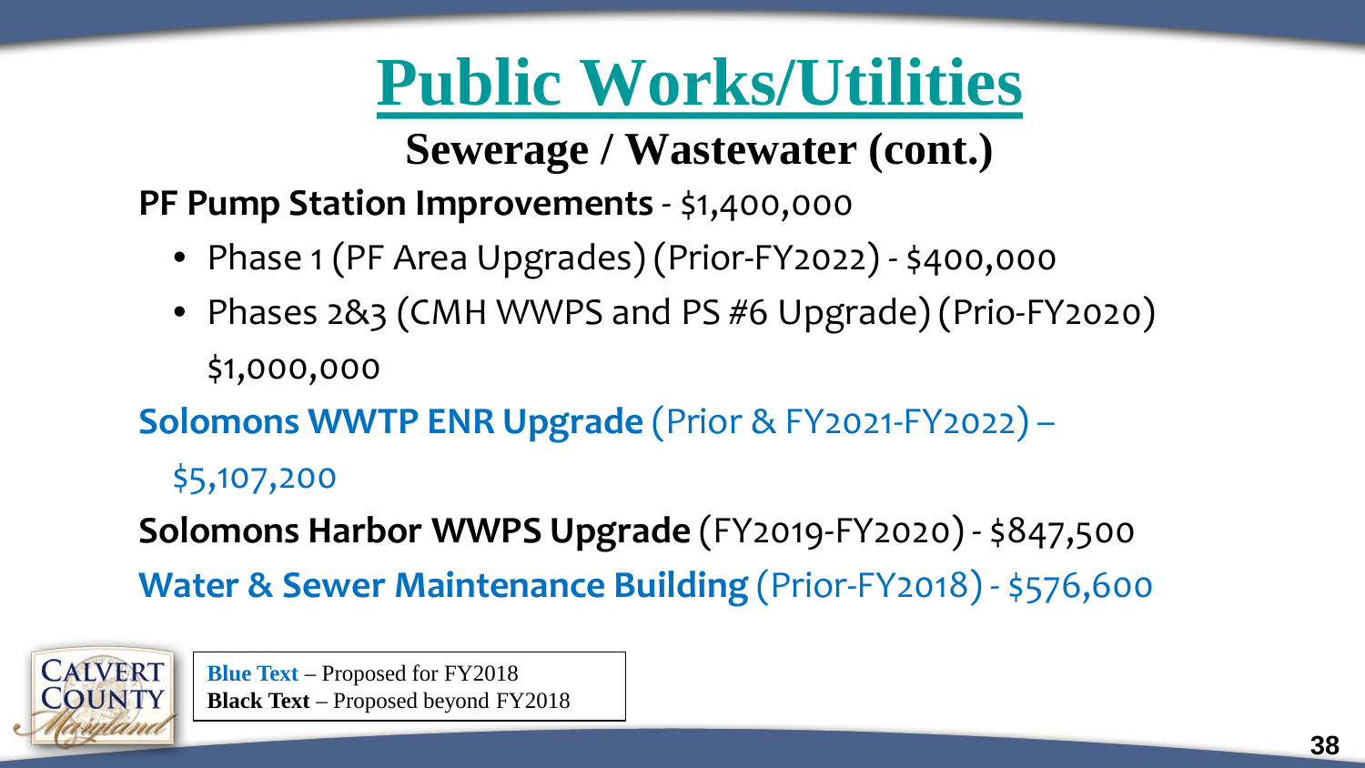# Public Works/Utilities

## Sewerage / Wastewater (cont.)

**PF Pump Station Improvements** - $1,400,000

- Phase 1 (PF Area Upgrades) (Prior-FY2022) - $400,000
- Phases 2&3 (CMH WWPS and PS #6 Upgrade) (Prio-FY2020) $1,000,000

**Solomons WWTP ENR Upgrade** (Prior & FY2021-FY2022) – $5,107,200

**Solomons Harbor WWPS Upgrade** (FY2019-FY2020) - $847,500

**Water & Sewer Maintenance Building** (Prior-FY2018) - $576,600

**Blue Text** – Proposed for FY2018
**Black Text** – Proposed beyond FY2018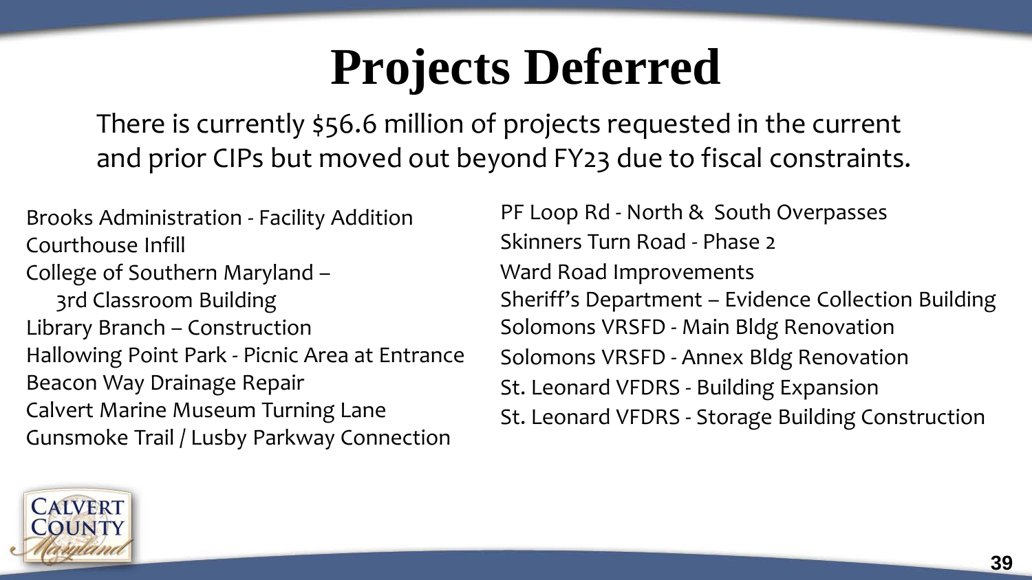# Projects Deferred

There is currently $56.6 million of projects requested in the current and prior CIPs but moved out beyond FY23 due to fiscal constraints.

- Brooks Administration - Facility Addition
- Courthouse Infill
- College of Southern Maryland – 3rd Classroom Building
- Library Branch – Construction
- Hallowing Point Park - Picnic Area at Entrance
- Beacon Way Drainage Repair
- Calvert Marine Museum Turning Lane
- Gunsmoke Trail / Lusby Parkway Connection
- PF Loop Rd - North & South Overpasses
- Skinners Turn Road - Phase 2
- Ward Road Improvements
- Sheriff's Department – Evidence Collection Building
- Solomons VRSFD - Main Bldg Renovation
- Solomons VRSFD - Annex Bldg Renovation
- St. Leonard VFDRS - Building Expansion
- St. Leonard VFDRS - Storage Building Construction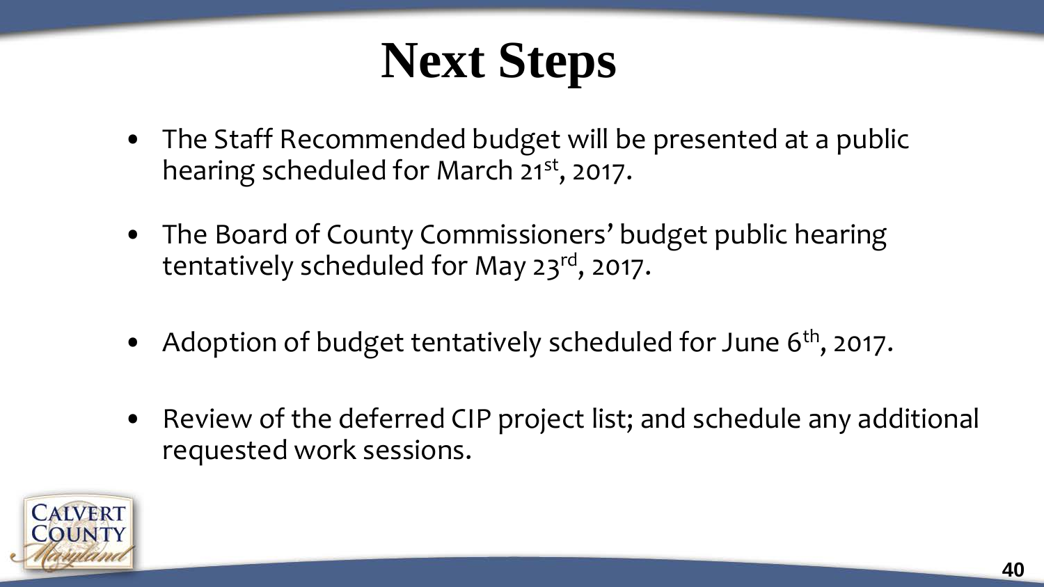# Next Steps

- The Staff Recommended budget will be presented at a public hearing scheduled for March 21st, 2017.
- The Board of County Commissioners' budget public hearing tentatively scheduled for May 23rd, 2017.
- Adoption of budget tentatively scheduled for June 6th, 2017.
- Review of the deferred CIP project list; and schedule any additional requested work sessions.